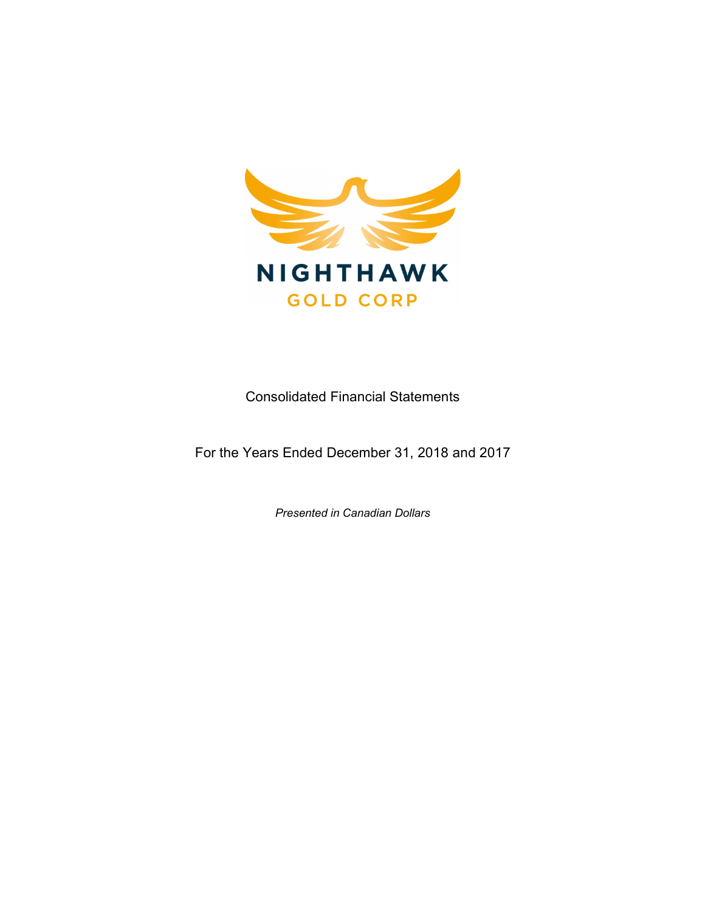NIGHTHAWK

GOLD CORP

Consolidated Financial Statements

For the Years Ended December 31, 2018 and 2017

*Presented in Canadian Dollars*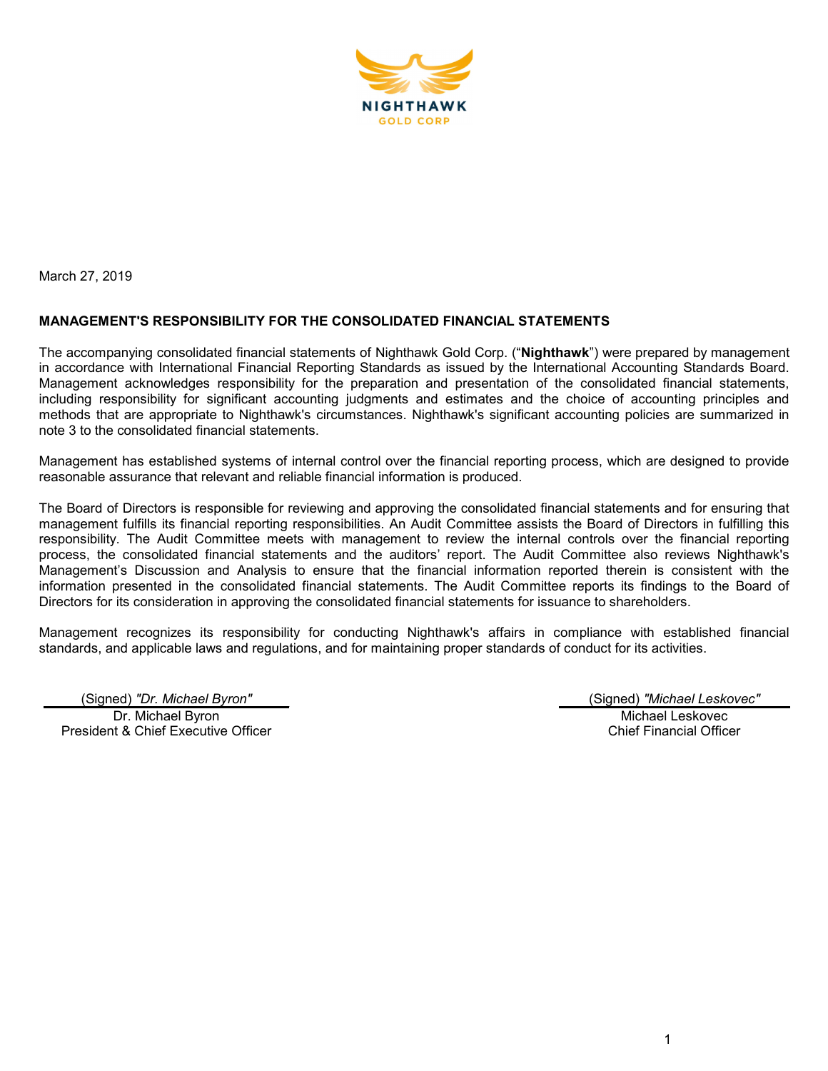NIGHTHAWK
GOLD CORP

March 27, 2019

**MANAGEMENT'S RESPONSIBILITY FOR THE CONSOLIDATED FINANCIAL STATEMENTS**

The accompanying consolidated financial statements of Nighthawk Gold Corp. ("**Nighthawk**") were prepared by management in accordance with International Financial Reporting Standards as issued by the International Accounting Standards Board. Management acknowledges responsibility for the preparation and presentation of the consolidated financial statements, including responsibility for significant accounting judgments and estimates and the choice of accounting principles and methods that are appropriate to Nighthawk's circumstances. Nighthawk's significant accounting policies are summarized in note 3 to the consolidated financial statements.

Management has established systems of internal control over the financial reporting process, which are designed to provide reasonable assurance that relevant and reliable financial information is produced.

The Board of Directors is responsible for reviewing and approving the consolidated financial statements and for ensuring that management fulfills its financial reporting responsibilities. An Audit Committee assists the Board of Directors in fulfilling this responsibility. The Audit Committee meets with management to review the internal controls over the financial reporting process, the consolidated financial statements and the auditors' report. The Audit Committee also reviews Nighthawk's Management's Discussion and Analysis to ensure that the financial information reported therein is consistent with the information presented in the consolidated financial statements. The Audit Committee reports its findings to the Board of Directors for its consideration in approving the consolidated financial statements for issuance to shareholders.

Management recognizes its responsibility for conducting Nighthawk's affairs in compliance with established financial standards, and applicable laws and regulations, and for maintaining proper standards of conduct for its activities.

(Signed) *"Dr. Michael Byron"*
Dr. Michael Byron
President & Chief Executive Officer

(Signed) *"Michael Leskovec"*
Michael Leskovec
Chief Financial Officer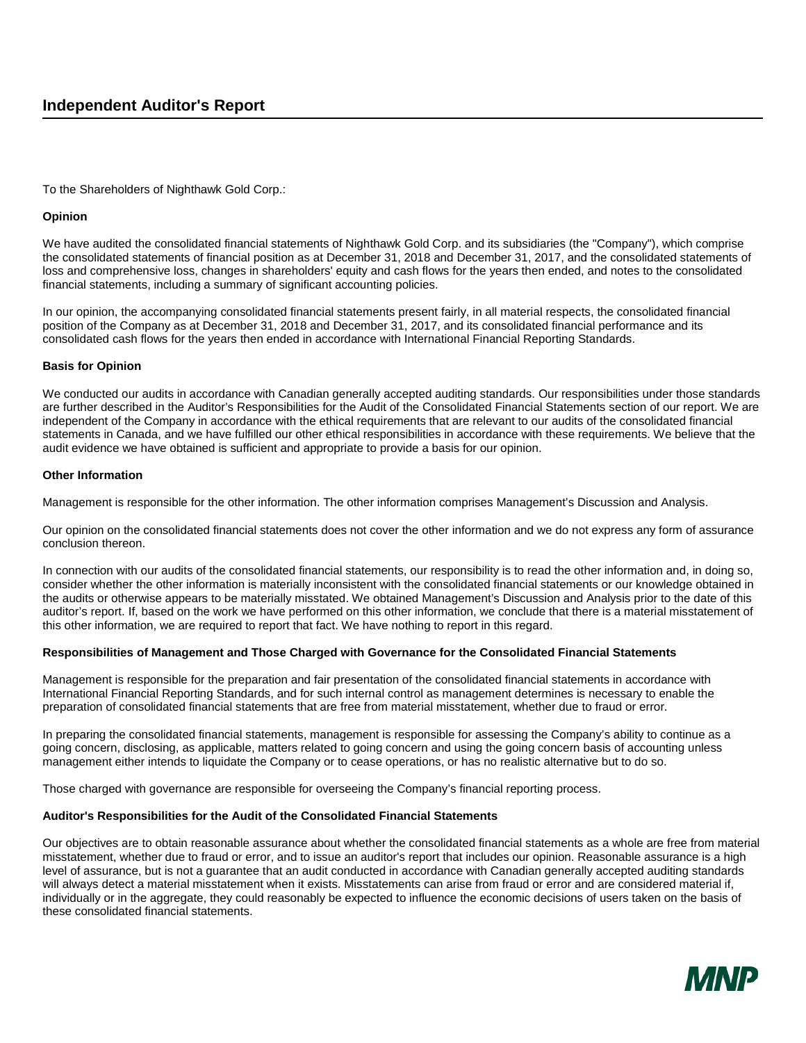# Independent Auditor's Report

To the Shareholders of Nighthawk Gold Corp.:

**Opinion**

We have audited the consolidated financial statements of Nighthawk Gold Corp. and its subsidiaries (the "Company"), which comprise the consolidated statements of financial position as at December 31, 2018 and December 31, 2017, and the consolidated statements of loss and comprehensive loss, changes in shareholders' equity and cash flows for the years then ended, and notes to the consolidated financial statements, including a summary of significant accounting policies.

In our opinion, the accompanying consolidated financial statements present fairly, in all material respects, the consolidated financial position of the Company as at December 31, 2018 and December 31, 2017, and its consolidated financial performance and its consolidated cash flows for the years then ended in accordance with International Financial Reporting Standards.

**Basis for Opinion**

We conducted our audits in accordance with Canadian generally accepted auditing standards. Our responsibilities under those standards are further described in the Auditor's Responsibilities for the Audit of the Consolidated Financial Statements section of our report. We are independent of the Company in accordance with the ethical requirements that are relevant to our audits of the consolidated financial statements in Canada, and we have fulfilled our other ethical responsibilities in accordance with these requirements. We believe that the audit evidence we have obtained is sufficient and appropriate to provide a basis for our opinion.

**Other Information**

Management is responsible for the other information. The other information comprises Management's Discussion and Analysis.

Our opinion on the consolidated financial statements does not cover the other information and we do not express any form of assurance conclusion thereon.

In connection with our audits of the consolidated financial statements, our responsibility is to read the other information and, in doing so, consider whether the other information is materially inconsistent with the consolidated financial statements or our knowledge obtained in the audits or otherwise appears to be materially misstated. We obtained Management's Discussion and Analysis prior to the date of this auditor's report. If, based on the work we have performed on this other information, we conclude that there is a material misstatement of this other information, we are required to report that fact. We have nothing to report in this regard.

**Responsibilities of Management and Those Charged with Governance for the Consolidated Financial Statements**

Management is responsible for the preparation and fair presentation of the consolidated financial statements in accordance with International Financial Reporting Standards, and for such internal control as management determines is necessary to enable the preparation of consolidated financial statements that are free from material misstatement, whether due to fraud or error.

In preparing the consolidated financial statements, management is responsible for assessing the Company's ability to continue as a going concern, disclosing, as applicable, matters related to going concern and using the going concern basis of accounting unless management either intends to liquidate the Company or to cease operations, or has no realistic alternative but to do so.

Those charged with governance are responsible for overseeing the Company's financial reporting process.

**Auditor's Responsibilities for the Audit of the Consolidated Financial Statements**

Our objectives are to obtain reasonable assurance about whether the consolidated financial statements as a whole are free from material misstatement, whether due to fraud or error, and to issue an auditor's report that includes our opinion. Reasonable assurance is a high level of assurance, but is not a guarantee that an audit conducted in accordance with Canadian generally accepted auditing standards will always detect a material misstatement when it exists. Misstatements can arise from fraud or error and are considered material if, individually or in the aggregate, they could reasonably be expected to influence the economic decisions of users taken on the basis of these consolidated financial statements.

MNP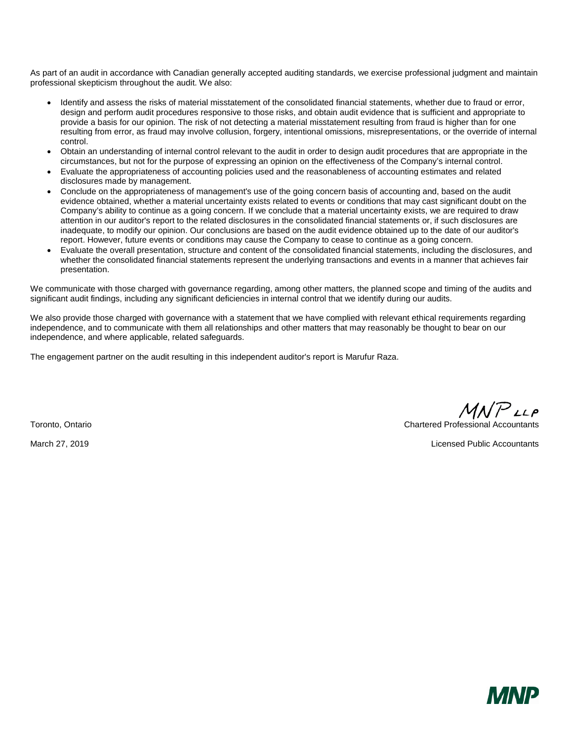As part of an audit in accordance with Canadian generally accepted auditing standards, we exercise professional judgment and maintain professional skepticism throughout the audit. We also:

- Identify and assess the risks of material misstatement of the consolidated financial statements, whether due to fraud or error, design and perform audit procedures responsive to those risks, and obtain audit evidence that is sufficient and appropriate to provide a basis for our opinion. The risk of not detecting a material misstatement resulting from fraud is higher than for one resulting from error, as fraud may involve collusion, forgery, intentional omissions, misrepresentations, or the override of internal control.
- Obtain an understanding of internal control relevant to the audit in order to design audit procedures that are appropriate in the circumstances, but not for the purpose of expressing an opinion on the effectiveness of the Company's internal control.
- Evaluate the appropriateness of accounting policies used and the reasonableness of accounting estimates and related disclosures made by management.
- Conclude on the appropriateness of management's use of the going concern basis of accounting and, based on the audit evidence obtained, whether a material uncertainty exists related to events or conditions that may cast significant doubt on the Company's ability to continue as a going concern. If we conclude that a material uncertainty exists, we are required to draw attention in our auditor's report to the related disclosures in the consolidated financial statements or, if such disclosures are inadequate, to modify our opinion. Our conclusions are based on the audit evidence obtained up to the date of our auditor's report. However, future events or conditions may cause the Company to cease to continue as a going concern.
- Evaluate the overall presentation, structure and content of the consolidated financial statements, including the disclosures, and whether the consolidated financial statements represent the underlying transactions and events in a manner that achieves fair presentation.

We communicate with those charged with governance regarding, among other matters, the planned scope and timing of the audits and significant audit findings, including any significant deficiencies in internal control that we identify during our audits.

We also provide those charged with governance with a statement that we have complied with relevant ethical requirements regarding independence, and to communicate with them all relationships and other matters that may reasonably be thought to bear on our independence, and where applicable, related safeguards.

The engagement partner on the audit resulting in this independent auditor's report is Marufur Raza.

MNP LLP

Toronto, Ontario

March 27, 2019

Chartered Professional Accountants

Licensed Public Accountants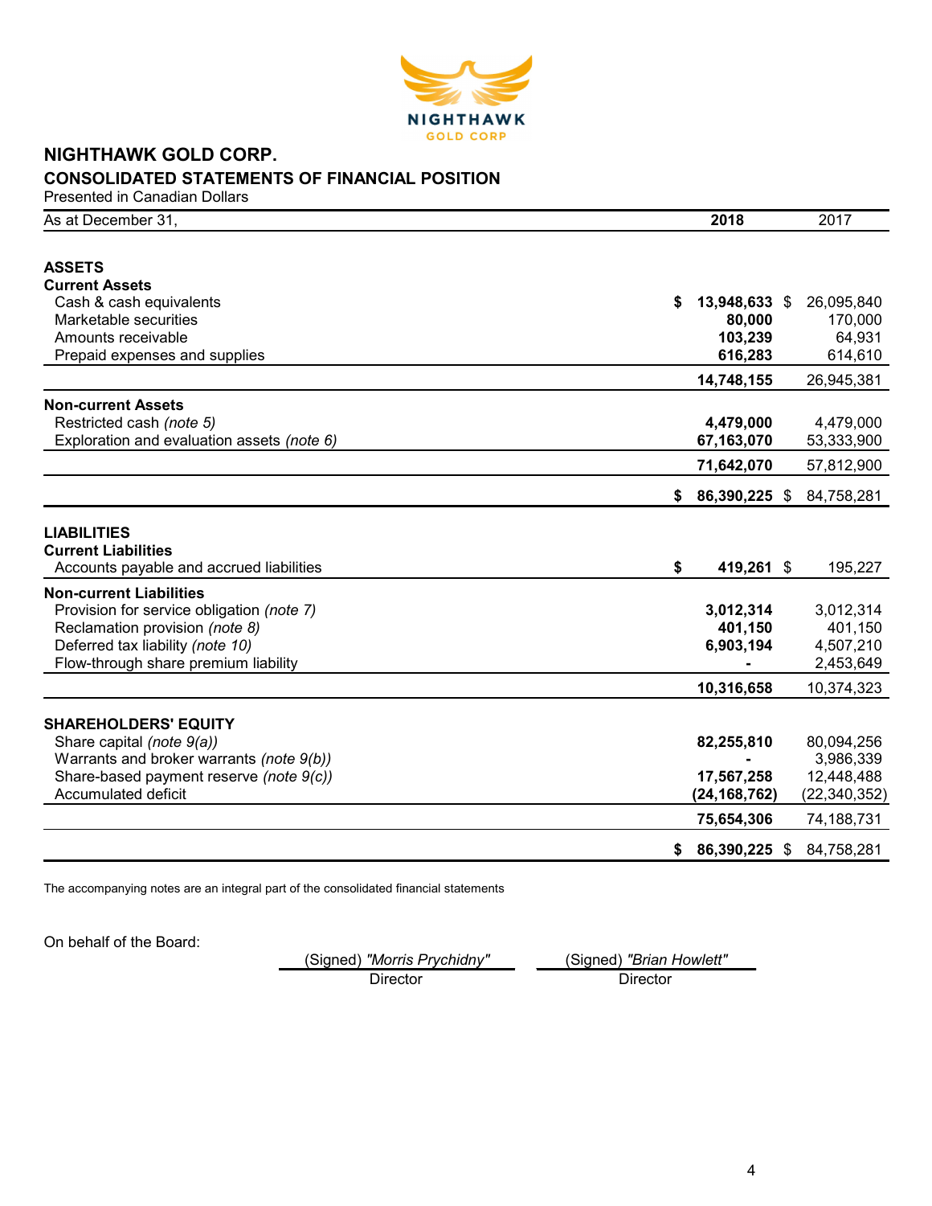# NIGHTHAWK GOLD CORP.

## CONSOLIDATED STATEMENTS OF FINANCIAL POSITION

Presented in Canadian Dollars

| As at December 31, | 2018 | 2017 |
|---|---|---|
| **ASSETS** | | |
| **Current Assets** | | |
| Cash & cash equivalents | $ 13,948,633 | $ 26,095,840 |
| Marketable securities | 80,000 | 170,000 |
| Amounts receivable | 103,239 | 64,931 |
| Prepaid expenses and supplies | 616,283 | 614,610 |
| | 14,748,155 | 26,945,381 |
| **Non-current Assets** | | |
| Restricted cash *(note 5)* | 4,479,000 | 4,479,000 |
| Exploration and evaluation assets *(note 6)* | 67,163,070 | 53,333,900 |
| | 71,642,070 | 57,812,900 |
| | $ 86,390,225 | $ 84,758,281 |
| **LIABILITIES** | | |
| **Current Liabilities** | | |
| Accounts payable and accrued liabilities | $ 419,261 | $ 195,227 |
| **Non-current Liabilities** | | |
| Provision for service obligation *(note 7)* | 3,012,314 | 3,012,314 |
| Reclamation provision *(note 8)* | 401,150 | 401,150 |
| Deferred tax liability *(note 10)* | 6,903,194 | 4,507,210 |
| Flow-through share premium liability | - | 2,453,649 |
| | 10,316,658 | 10,374,323 |
| **SHAREHOLDERS' EQUITY** | | |
| Share capital *(note 9(a))* | 82,255,810 | 80,094,256 |
| Warrants and broker warrants *(note 9(b))* | - | 3,986,339 |
| Share-based payment reserve *(note 9(c))* | 17,567,258 | 12,448,488 |
| Accumulated deficit | (24,168,762) | (22,340,352) |
| | 75,654,306 | 74,188,731 |
| | $ 86,390,225 | $ 84,758,281 |

The accompanying notes are an integral part of the consolidated financial statements

On behalf of the Board:

| (Signed) *"Morris Prychidny"* | (Signed) *"Brian Howlett"* |
|---|---|
| Director | Director |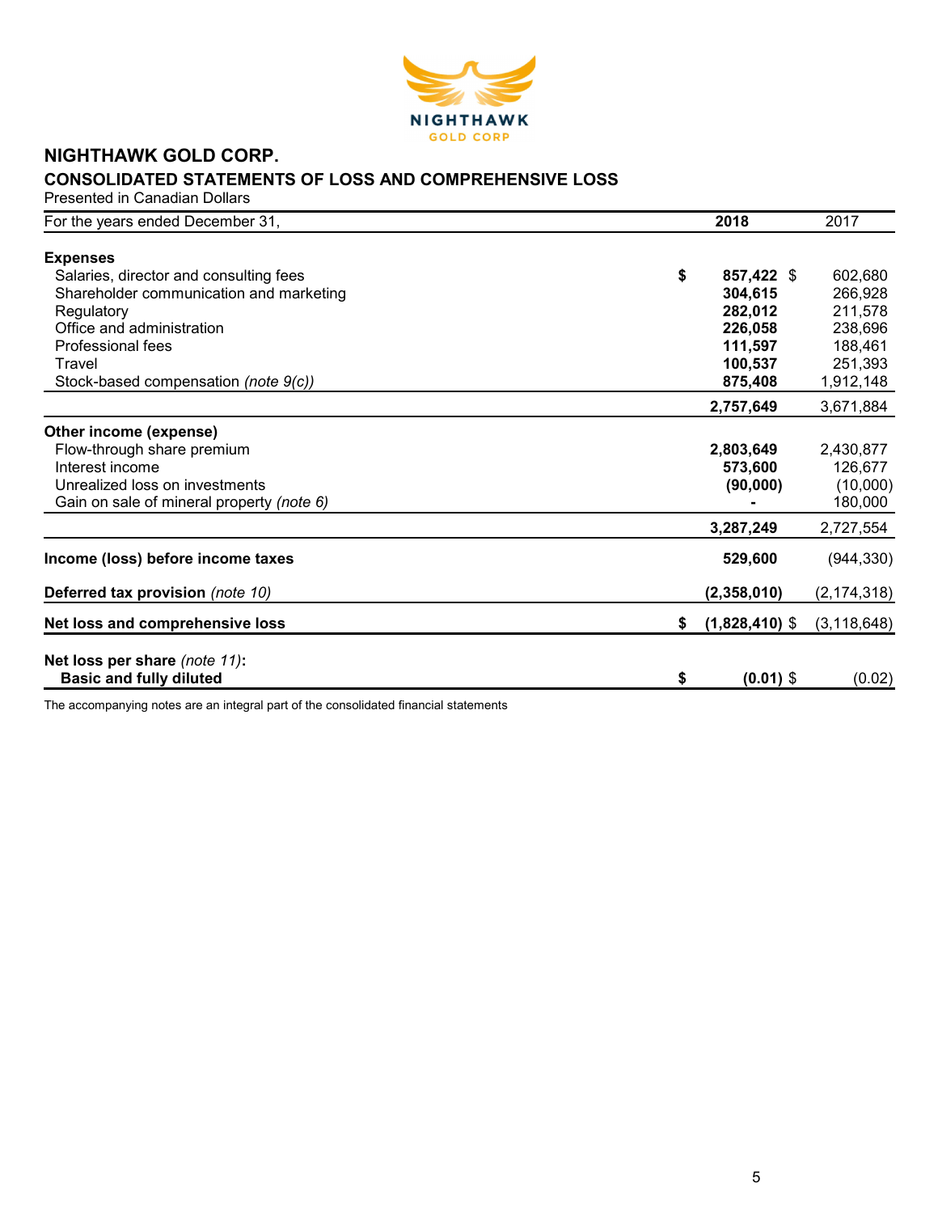# NIGHTHAWK GOLD CORP.

## CONSOLIDATED STATEMENTS OF LOSS AND COMPREHENSIVE LOSS

Presented in Canadian Dollars

| For the years ended December 31, | 2018 | 2017 |
|---|---|---|
| **Expenses** | | |
| Salaries, director and consulting fees | **$ 857,422** | $ 602,680 |
| Shareholder communication and marketing | **304,615** | 266,928 |
| Regulatory | **282,012** | 211,578 |
| Office and administration | **226,058** | 238,696 |
| Professional fees | **111,597** | 188,461 |
| Travel | **100,537** | 251,393 |
| Stock-based compensation *(note 9(c))* | **875,408** | 1,912,148 |
| | **2,757,649** | 3,671,884 |
| **Other income (expense)** | | |
| Flow-through share premium | **2,803,649** | 2,430,877 |
| Interest income | **573,600** | 126,677 |
| Unrealized loss on investments | **(90,000)** | (10,000) |
| Gain on sale of mineral property *(note 6)* | **-** | 180,000 |
| | **3,287,249** | 2,727,554 |
| **Income (loss) before income taxes** | **529,600** | (944,330) |
| **Deferred tax provision** *(note 10)* | **(2,358,010)** | (2,174,318) |
| **Net loss and comprehensive loss** | **$ (1,828,410)** | $ (3,118,648) |
| **Net loss per share** *(note 11)*: | | |
| **Basic and fully diluted** | **$ (0.01)** | $ (0.02) |

The accompanying notes are an integral part of the consolidated financial statements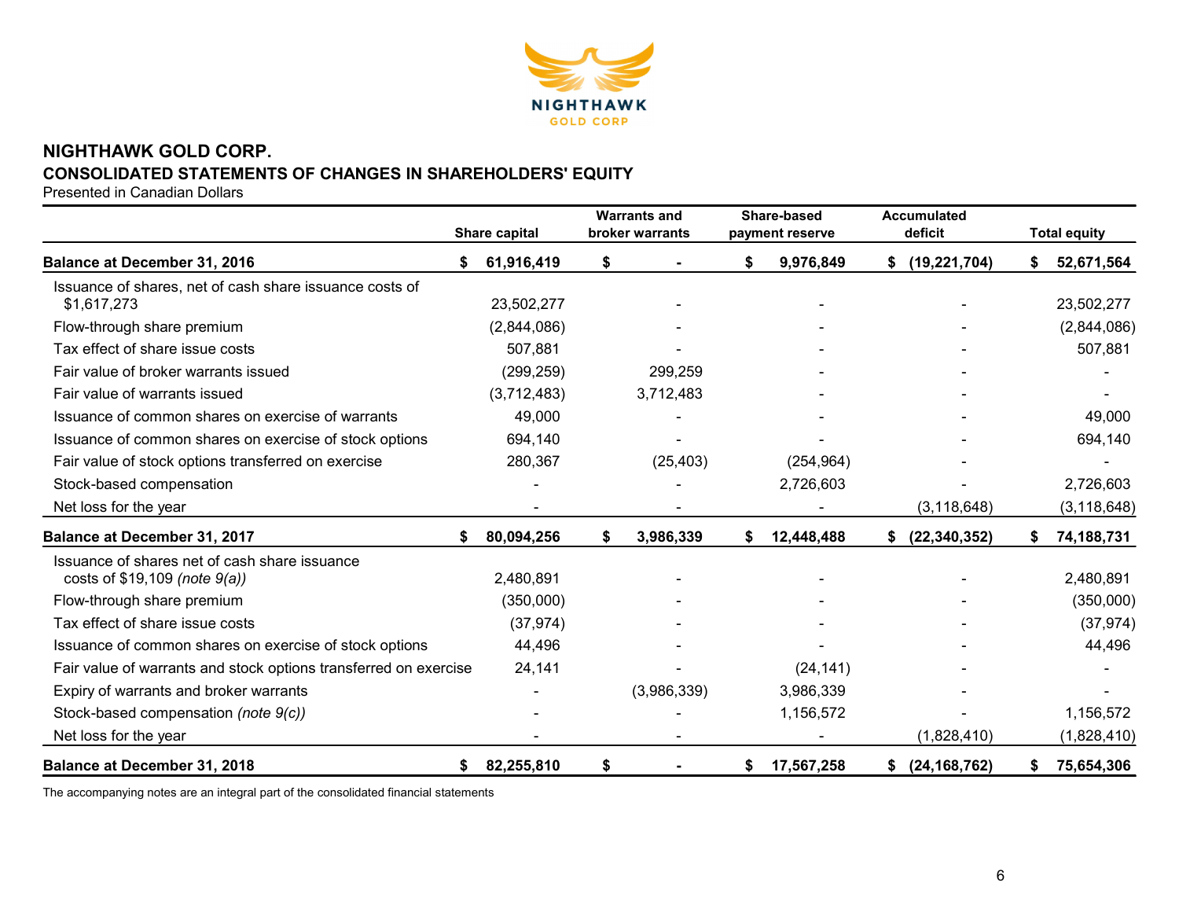# NIGHTHAWK GOLD CORP.

## CONSOLIDATED STATEMENTS OF CHANGES IN SHAREHOLDERS' EQUITY

Presented in Canadian Dollars

| | Share capital | Warrants and broker warrants | Share-based payment reserve | Accumulated deficit | Total equity |
|---|---|---|---|---|---|
| **Balance at December 31, 2016** | **$ 61,916,419** | **$ -** | **$ 9,976,849** | **$ (19,221,704)** | **$ 52,671,564** |
| Issuance of shares, net of cash share issuance costs of $1,617,273 | 23,502,277 | - | - | - | 23,502,277 |
| Flow-through share premium | (2,844,086) | - | - | - | (2,844,086) |
| Tax effect of share issue costs | 507,881 | - | - | - | 507,881 |
| Fair value of broker warrants issued | (299,259) | 299,259 | - | - | - |
| Fair value of warrants issued | (3,712,483) | 3,712,483 | - | - | - |
| Issuance of common shares on exercise of warrants | 49,000 | - | - | - | 49,000 |
| Issuance of common shares on exercise of stock options | 694,140 | - | - | - | 694,140 |
| Fair value of stock options transferred on exercise | 280,367 | (25,403) | (254,964) | - | - |
| Stock-based compensation | - | - | 2,726,603 | - | 2,726,603 |
| Net loss for the year | - | - | - | (3,118,648) | (3,118,648) |
| **Balance at December 31, 2017** | **$ 80,094,256** | **$ 3,986,339** | **$ 12,448,488** | **$ (22,340,352)** | **$ 74,188,731** |
| Issuance of shares net of cash share issuance costs of $19,109 *(note 9(a))* | 2,480,891 | - | - | - | 2,480,891 |
| Flow-through share premium | (350,000) | - | - | - | (350,000) |
| Tax effect of share issue costs | (37,974) | - | - | - | (37,974) |
| Issuance of common shares on exercise of stock options | 44,496 | - | - | - | 44,496 |
| Fair value of warrants and stock options transferred on exercise | 24,141 | - | (24,141) | - | - |
| Expiry of warrants and broker warrants | - | (3,986,339) | 3,986,339 | - | - |
| Stock-based compensation *(note 9(c))* | - | - | 1,156,572 | - | 1,156,572 |
| Net loss for the year | - | - | - | (1,828,410) | (1,828,410) |
| **Balance at December 31, 2018** | **$ 82,255,810** | **$ -** | **$ 17,567,258** | **$ (24,168,762)** | **$ 75,654,306** |

The accompanying notes are an integral part of the consolidated financial statements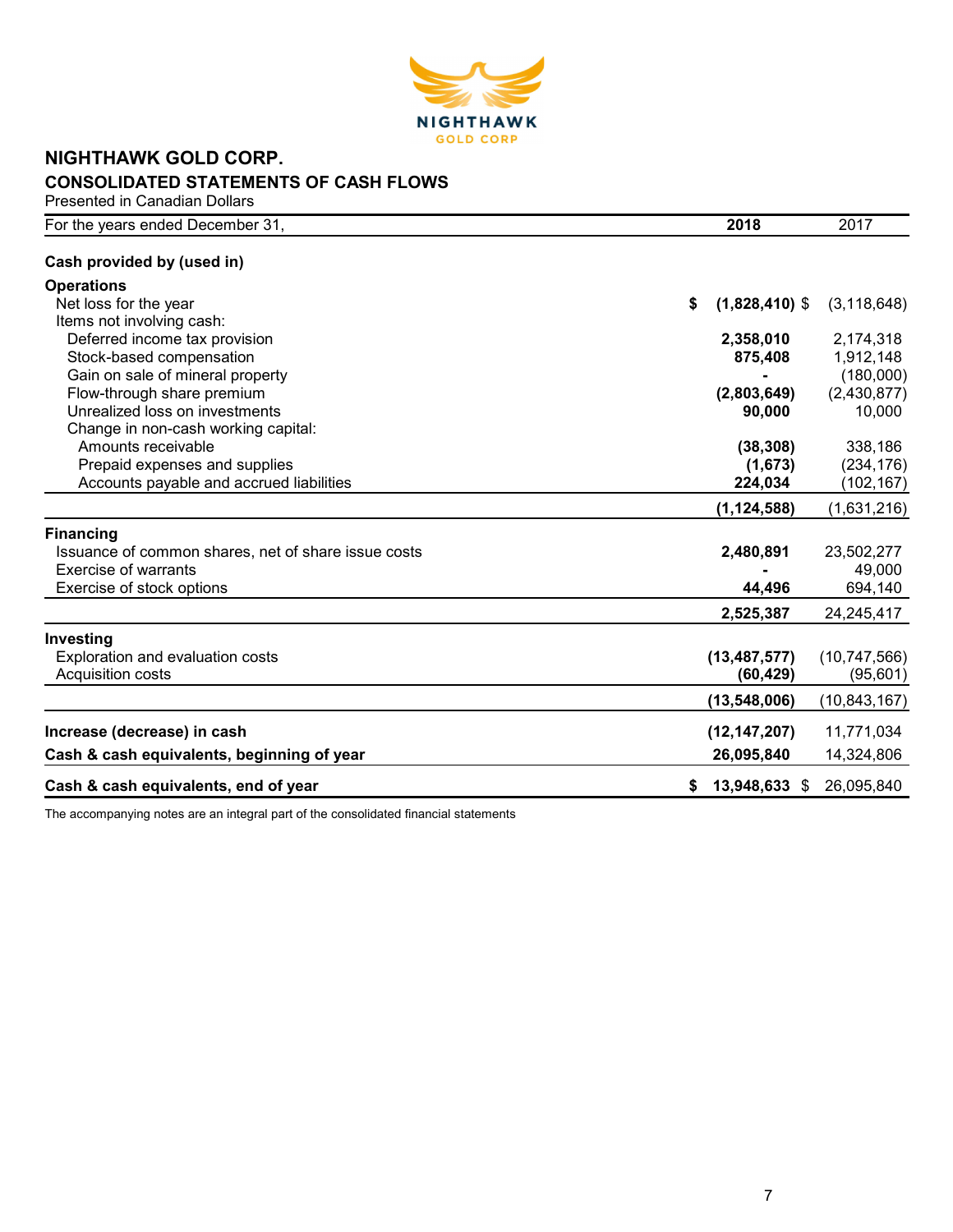# NIGHTHAWK GOLD CORP.

## CONSOLIDATED STATEMENTS OF CASH FLOWS

Presented in Canadian Dollars

| For the years ended December 31, | 2018 | 2017 |
|---|---|---|
| **Cash provided by (used in)** | | |
| **Operations** | | |
| Net loss for the year | **$ (1,828,410)** | $ (3,118,648) |
| Items not involving cash: | | |
| Deferred income tax provision | **2,358,010** | 2,174,318 |
| Stock-based compensation | **875,408** | 1,912,148 |
| Gain on sale of mineral property | **-** | (180,000) |
| Flow-through share premium | **(2,803,649)** | (2,430,877) |
| Unrealized loss on investments | **90,000** | 10,000 |
| Change in non-cash working capital: | | |
| Amounts receivable | **(38,308)** | 338,186 |
| Prepaid expenses and supplies | **(1,673)** | (234,176) |
| Accounts payable and accrued liabilities | **224,034** | (102,167) |
| | **(1,124,588)** | (1,631,216) |
| **Financing** | | |
| Issuance of common shares, net of share issue costs | **2,480,891** | 23,502,277 |
| Exercise of warrants | **-** | 49,000 |
| Exercise of stock options | **44,496** | 694,140 |
| | **2,525,387** | 24,245,417 |
| **Investing** | | |
| Exploration and evaluation costs | **(13,487,577)** | (10,747,566) |
| Acquisition costs | **(60,429)** | (95,601) |
| | **(13,548,006)** | (10,843,167) |
| **Increase (decrease) in cash** | **(12,147,207)** | 11,771,034 |
| **Cash & cash equivalents, beginning of year** | **26,095,840** | 14,324,806 |
| **Cash & cash equivalents, end of year** | **$ 13,948,633** | $ 26,095,840 |

The accompanying notes are an integral part of the consolidated financial statements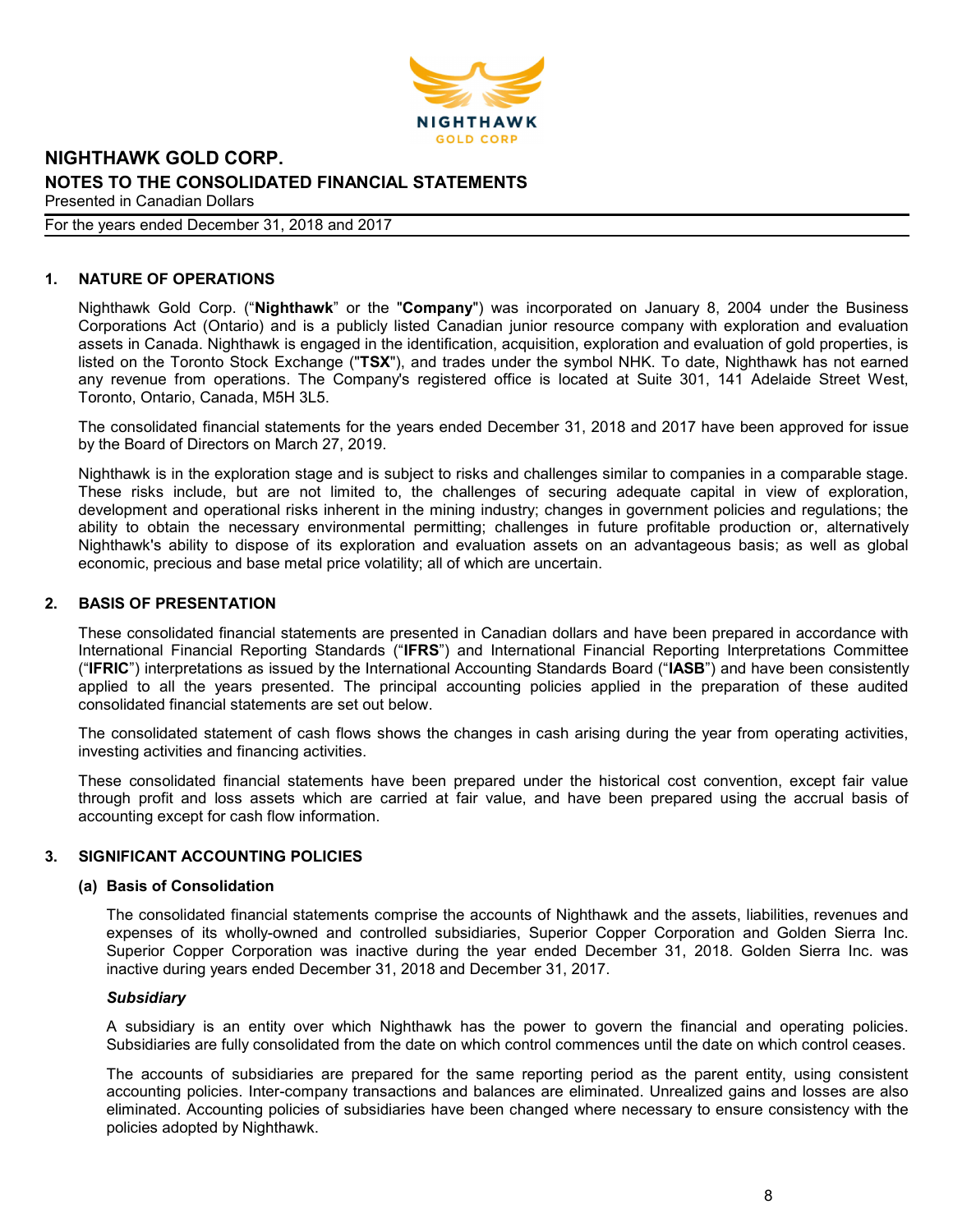# 1. NATURE OF OPERATIONS

Nighthawk Gold Corp. ("**Nighthawk**" or the "**Company**") was incorporated on January 8, 2004 under the Business Corporations Act (Ontario) and is a publicly listed Canadian junior resource company with exploration and evaluation assets in Canada. Nighthawk is engaged in the identification, acquisition, exploration and evaluation of gold properties, is listed on the Toronto Stock Exchange ("**TSX**"), and trades under the symbol NHK. To date, Nighthawk has not earned any revenue from operations. The Company's registered office is located at Suite 301, 141 Adelaide Street West, Toronto, Ontario, Canada, M5H 3L5.

The consolidated financial statements for the years ended December 31, 2018 and 2017 have been approved for issue by the Board of Directors on March 27, 2019.

Nighthawk is in the exploration stage and is subject to risks and challenges similar to companies in a comparable stage. These risks include, but are not limited to, the challenges of securing adequate capital in view of exploration, development and operational risks inherent in the mining industry; changes in government policies and regulations; the ability to obtain the necessary environmental permitting; challenges in future profitable production or, alternatively Nighthawk's ability to dispose of its exploration and evaluation assets on an advantageous basis; as well as global economic, precious and base metal price volatility; all of which are uncertain.

# 2. BASIS OF PRESENTATION

These consolidated financial statements are presented in Canadian dollars and have been prepared in accordance with International Financial Reporting Standards ("**IFRS**") and International Financial Reporting Interpretations Committee ("**IFRIC**") interpretations as issued by the International Accounting Standards Board ("**IASB**") and have been consistently applied to all the years presented. The principal accounting policies applied in the preparation of these audited consolidated financial statements are set out below.

The consolidated statement of cash flows shows the changes in cash arising during the year from operating activities, investing activities and financing activities.

These consolidated financial statements have been prepared under the historical cost convention, except fair value through profit and loss assets which are carried at fair value, and have been prepared using the accrual basis of accounting except for cash flow information.

# 3. SIGNIFICANT ACCOUNTING POLICIES

## (a) Basis of Consolidation

The consolidated financial statements comprise the accounts of Nighthawk and the assets, liabilities, revenues and expenses of its wholly-owned and controlled subsidiaries, Superior Copper Corporation and Golden Sierra Inc. Superior Copper Corporation was inactive during the year ended December 31, 2018. Golden Sierra Inc. was inactive during years ended December 31, 2018 and December 31, 2017.

### *Subsidiary*

A subsidiary is an entity over which Nighthawk has the power to govern the financial and operating policies. Subsidiaries are fully consolidated from the date on which control commences until the date on which control ceases.

The accounts of subsidiaries are prepared for the same reporting period as the parent entity, using consistent accounting policies. Inter-company transactions and balances are eliminated. Unrealized gains and losses are also eliminated. Accounting policies of subsidiaries have been changed where necessary to ensure consistency with the policies adopted by Nighthawk.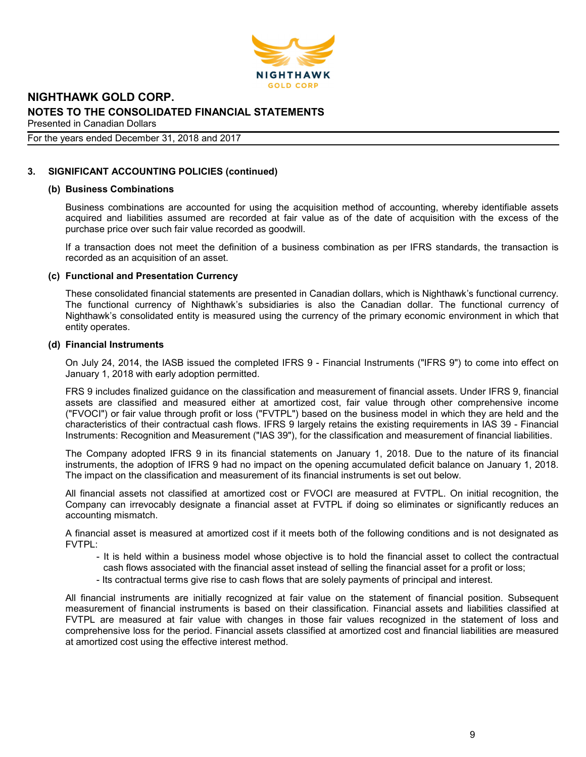## 3. SIGNIFICANT ACCOUNTING POLICIES (continued)

### (b) Business Combinations

Business combinations are accounted for using the acquisition method of accounting, whereby identifiable assets acquired and liabilities assumed are recorded at fair value as of the date of acquisition with the excess of the purchase price over such fair value recorded as goodwill.

If a transaction does not meet the definition of a business combination as per IFRS standards, the transaction is recorded as an acquisition of an asset.

### (c) Functional and Presentation Currency

These consolidated financial statements are presented in Canadian dollars, which is Nighthawk's functional currency. The functional currency of Nighthawk's subsidiaries is also the Canadian dollar. The functional currency of Nighthawk's consolidated entity is measured using the currency of the primary economic environment in which that entity operates.

### (d) Financial Instruments

On July 24, 2014, the IASB issued the completed IFRS 9 - Financial Instruments ("IFRS 9") to come into effect on January 1, 2018 with early adoption permitted.

FRS 9 includes finalized guidance on the classification and measurement of financial assets. Under IFRS 9, financial assets are classified and measured either at amortized cost, fair value through other comprehensive income ("FVOCI") or fair value through profit or loss ("FVTPL") based on the business model in which they are held and the characteristics of their contractual cash flows. IFRS 9 largely retains the existing requirements in IAS 39 - Financial Instruments: Recognition and Measurement ("IAS 39"), for the classification and measurement of financial liabilities.

The Company adopted IFRS 9 in its financial statements on January 1, 2018. Due to the nature of its financial instruments, the adoption of IFRS 9 had no impact on the opening accumulated deficit balance on January 1, 2018. The impact on the classification and measurement of its financial instruments is set out below.

All financial assets not classified at amortized cost or FVOCI are measured at FVTPL. On initial recognition, the Company can irrevocably designate a financial asset at FVTPL if doing so eliminates or significantly reduces an accounting mismatch.

A financial asset is measured at amortized cost if it meets both of the following conditions and is not designated as FVTPL:

- It is held within a business model whose objective is to hold the financial asset to collect the contractual cash flows associated with the financial asset instead of selling the financial asset for a profit or loss;
- Its contractual terms give rise to cash flows that are solely payments of principal and interest.

All financial instruments are initially recognized at fair value on the statement of financial position. Subsequent measurement of financial instruments is based on their classification. Financial assets and liabilities classified at FVTPL are measured at fair value with changes in those fair values recognized in the statement of loss and comprehensive loss for the period. Financial assets classified at amortized cost and financial liabilities are measured at amortized cost using the effective interest method.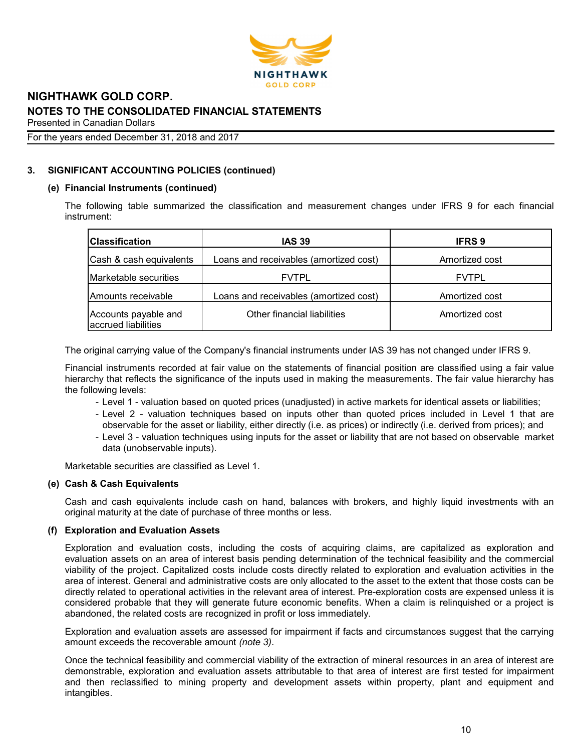### 3. SIGNIFICANT ACCOUNTING POLICIES (continued)

#### (e) Financial Instruments (continued)

The following table summarized the classification and measurement changes under IFRS 9 for each financial instrument:

| Classification | IAS 39 | IFRS 9 |
|---|---|---|
| Cash & cash equivalents | Loans and receivables (amortized cost) | Amortized cost |
| Marketable securities | FVTPL | FVTPL |
| Amounts receivable | Loans and receivables (amortized cost) | Amortized cost |
| Accounts payable and accrued liabilities | Other financial liabilities | Amortized cost |

The original carrying value of the Company's financial instruments under IAS 39 has not changed under IFRS 9.

Financial instruments recorded at fair value on the statements of financial position are classified using a fair value hierarchy that reflects the significance of the inputs used in making the measurements. The fair value hierarchy has the following levels:

- Level 1 - valuation based on quoted prices (unadjusted) in active markets for identical assets or liabilities;
- Level 2 - valuation techniques based on inputs other than quoted prices included in Level 1 that are observable for the asset or liability, either directly (i.e. as prices) or indirectly (i.e. derived from prices); and
- Level 3 - valuation techniques using inputs for the asset or liability that are not based on observable market data (unobservable inputs).

Marketable securities are classified as Level 1.

#### (e) Cash & Cash Equivalents

Cash and cash equivalents include cash on hand, balances with brokers, and highly liquid investments with an original maturity at the date of purchase of three months or less.

#### (f) Exploration and Evaluation Assets

Exploration and evaluation costs, including the costs of acquiring claims, are capitalized as exploration and evaluation assets on an area of interest basis pending determination of the technical feasibility and the commercial viability of the project. Capitalized costs include costs directly related to exploration and evaluation activities in the area of interest. General and administrative costs are only allocated to the asset to the extent that those costs can be directly related to operational activities in the relevant area of interest. Pre-exploration costs are expensed unless it is considered probable that they will generate future economic benefits. When a claim is relinquished or a project is abandoned, the related costs are recognized in profit or loss immediately.

Exploration and evaluation assets are assessed for impairment if facts and circumstances suggest that the carrying amount exceeds the recoverable amount *(note 3)*.

Once the technical feasibility and commercial viability of the extraction of mineral resources in an area of interest are demonstrable, exploration and evaluation assets attributable to that area of interest are first tested for impairment and then reclassified to mining property and development assets within property, plant and equipment and intangibles.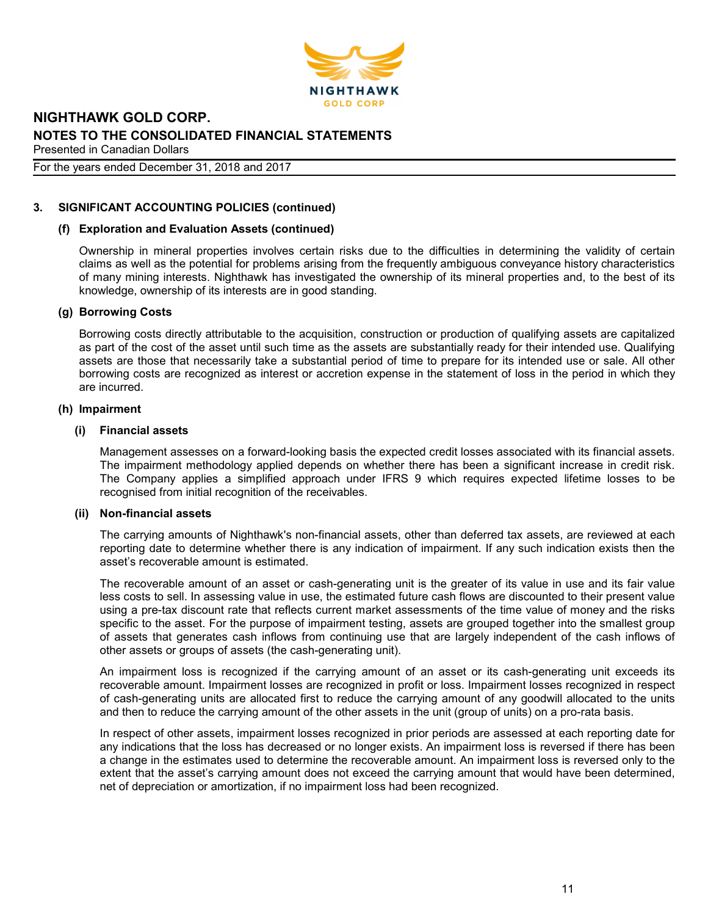## 3. SIGNIFICANT ACCOUNTING POLICIES (continued)

### (f) Exploration and Evaluation Assets (continued)

Ownership in mineral properties involves certain risks due to the difficulties in determining the validity of certain claims as well as the potential for problems arising from the frequently ambiguous conveyance history characteristics of many mining interests. Nighthawk has investigated the ownership of its mineral properties and, to the best of its knowledge, ownership of its interests are in good standing.

### (g) Borrowing Costs

Borrowing costs directly attributable to the acquisition, construction or production of qualifying assets are capitalized as part of the cost of the asset until such time as the assets are substantially ready for their intended use. Qualifying assets are those that necessarily take a substantial period of time to prepare for its intended use or sale. All other borrowing costs are recognized as interest or accretion expense in the statement of loss in the period in which they are incurred.

### (h) Impairment

#### (i) Financial assets

Management assesses on a forward-looking basis the expected credit losses associated with its financial assets. The impairment methodology applied depends on whether there has been a significant increase in credit risk. The Company applies a simplified approach under IFRS 9 which requires expected lifetime losses to be recognised from initial recognition of the receivables.

#### (ii) Non-financial assets

The carrying amounts of Nighthawk's non-financial assets, other than deferred tax assets, are reviewed at each reporting date to determine whether there is any indication of impairment. If any such indication exists then the asset's recoverable amount is estimated.

The recoverable amount of an asset or cash-generating unit is the greater of its value in use and its fair value less costs to sell. In assessing value in use, the estimated future cash flows are discounted to their present value using a pre-tax discount rate that reflects current market assessments of the time value of money and the risks specific to the asset. For the purpose of impairment testing, assets are grouped together into the smallest group of assets that generates cash inflows from continuing use that are largely independent of the cash inflows of other assets or groups of assets (the cash-generating unit).

An impairment loss is recognized if the carrying amount of an asset or its cash-generating unit exceeds its recoverable amount. Impairment losses are recognized in profit or loss. Impairment losses recognized in respect of cash-generating units are allocated first to reduce the carrying amount of any goodwill allocated to the units and then to reduce the carrying amount of the other assets in the unit (group of units) on a pro-rata basis.

In respect of other assets, impairment losses recognized in prior periods are assessed at each reporting date for any indications that the loss has decreased or no longer exists. An impairment loss is reversed if there has been a change in the estimates used to determine the recoverable amount. An impairment loss is reversed only to the extent that the asset's carrying amount does not exceed the carrying amount that would have been determined, net of depreciation or amortization, if no impairment loss had been recognized.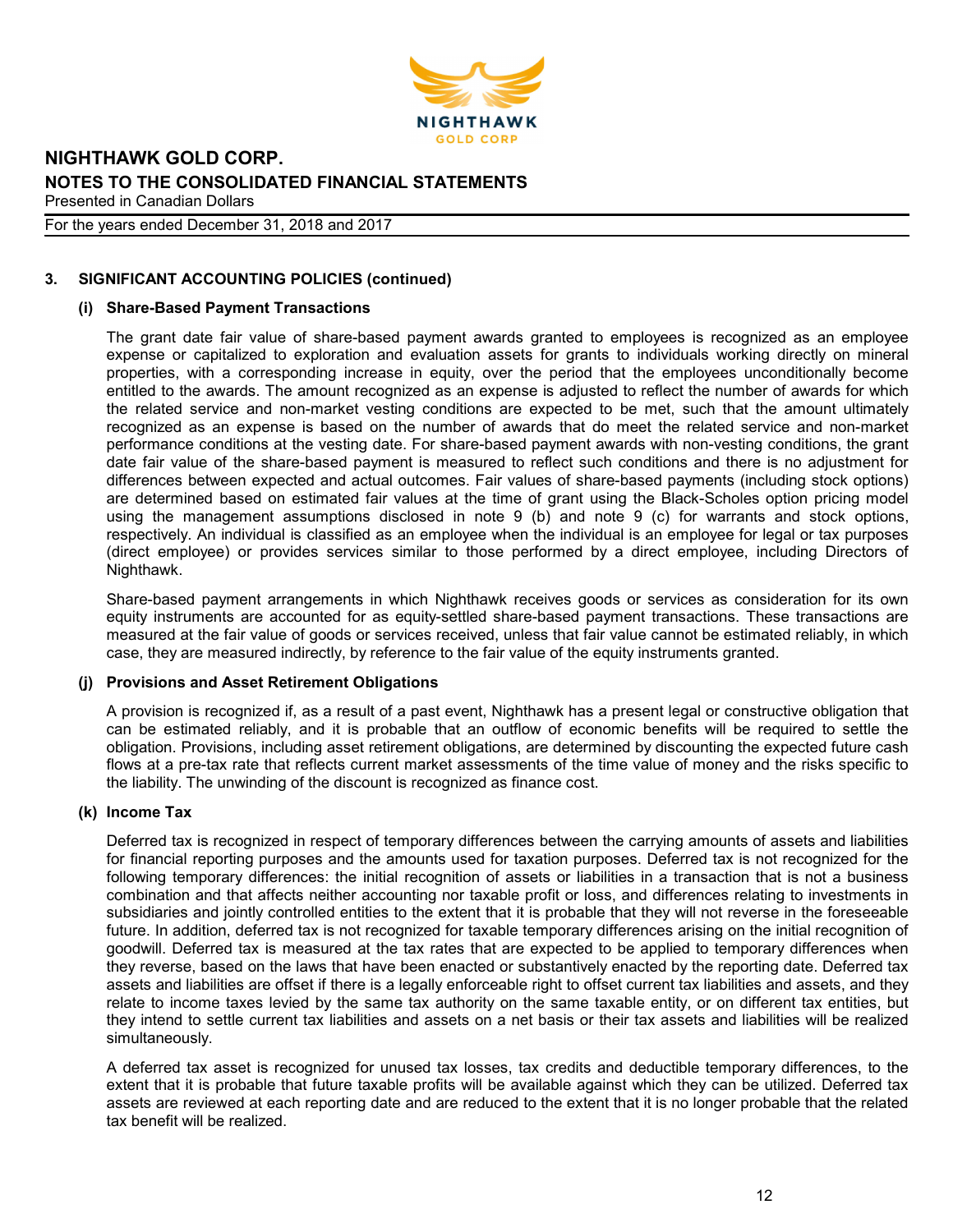## 3. SIGNIFICANT ACCOUNTING POLICIES (continued)

### (i) Share-Based Payment Transactions

The grant date fair value of share-based payment awards granted to employees is recognized as an employee expense or capitalized to exploration and evaluation assets for grants to individuals working directly on mineral properties, with a corresponding increase in equity, over the period that the employees unconditionally become entitled to the awards. The amount recognized as an expense is adjusted to reflect the number of awards for which the related service and non-market vesting conditions are expected to be met, such that the amount ultimately recognized as an expense is based on the number of awards that do meet the related service and non-market performance conditions at the vesting date. For share-based payment awards with non-vesting conditions, the grant date fair value of the share-based payment is measured to reflect such conditions and there is no adjustment for differences between expected and actual outcomes. Fair values of share-based payments (including stock options) are determined based on estimated fair values at the time of grant using the Black-Scholes option pricing model using the management assumptions disclosed in note 9 (b) and note 9 (c) for warrants and stock options, respectively. An individual is classified as an employee when the individual is an employee for legal or tax purposes (direct employee) or provides services similar to those performed by a direct employee, including Directors of Nighthawk.

Share-based payment arrangements in which Nighthawk receives goods or services as consideration for its own equity instruments are accounted for as equity-settled share-based payment transactions. These transactions are measured at the fair value of goods or services received, unless that fair value cannot be estimated reliably, in which case, they are measured indirectly, by reference to the fair value of the equity instruments granted.

### (j) Provisions and Asset Retirement Obligations

A provision is recognized if, as a result of a past event, Nighthawk has a present legal or constructive obligation that can be estimated reliably, and it is probable that an outflow of economic benefits will be required to settle the obligation. Provisions, including asset retirement obligations, are determined by discounting the expected future cash flows at a pre-tax rate that reflects current market assessments of the time value of money and the risks specific to the liability. The unwinding of the discount is recognized as finance cost.

### (k) Income Tax

Deferred tax is recognized in respect of temporary differences between the carrying amounts of assets and liabilities for financial reporting purposes and the amounts used for taxation purposes. Deferred tax is not recognized for the following temporary differences: the initial recognition of assets or liabilities in a transaction that is not a business combination and that affects neither accounting nor taxable profit or loss, and differences relating to investments in subsidiaries and jointly controlled entities to the extent that it is probable that they will not reverse in the foreseeable future. In addition, deferred tax is not recognized for taxable temporary differences arising on the initial recognition of goodwill. Deferred tax is measured at the tax rates that are expected to be applied to temporary differences when they reverse, based on the laws that have been enacted or substantively enacted by the reporting date. Deferred tax assets and liabilities are offset if there is a legally enforceable right to offset current tax liabilities and assets, and they relate to income taxes levied by the same tax authority on the same taxable entity, or on different tax entities, but they intend to settle current tax liabilities and assets on a net basis or their tax assets and liabilities will be realized simultaneously.

A deferred tax asset is recognized for unused tax losses, tax credits and deductible temporary differences, to the extent that it is probable that future taxable profits will be available against which they can be utilized. Deferred tax assets are reviewed at each reporting date and are reduced to the extent that it is no longer probable that the related tax benefit will be realized.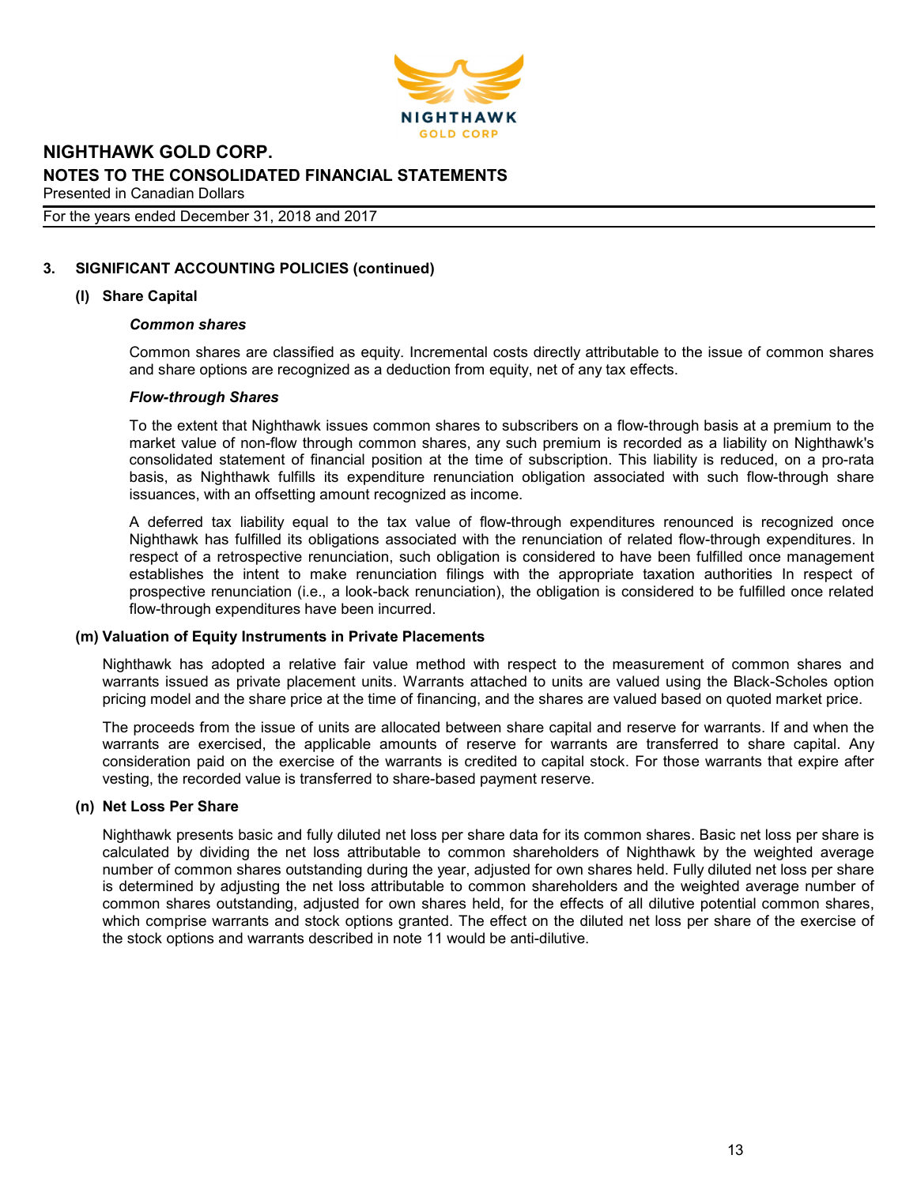### 3. SIGNIFICANT ACCOUNTING POLICIES (continued)

#### (l) Share Capital

***Common shares***

Common shares are classified as equity. Incremental costs directly attributable to the issue of common shares and share options are recognized as a deduction from equity, net of any tax effects.

***Flow-through Shares***

To the extent that Nighthawk issues common shares to subscribers on a flow-through basis at a premium to the market value of non-flow through common shares, any such premium is recorded as a liability on Nighthawk's consolidated statement of financial position at the time of subscription. This liability is reduced, on a pro-rata basis, as Nighthawk fulfills its expenditure renunciation obligation associated with such flow-through share issuances, with an offsetting amount recognized as income.

A deferred tax liability equal to the tax value of flow-through expenditures renounced is recognized once Nighthawk has fulfilled its obligations associated with the renunciation of related flow-through expenditures. In respect of a retrospective renunciation, such obligation is considered to have been fulfilled once management establishes the intent to make renunciation filings with the appropriate taxation authorities In respect of prospective renunciation (i.e., a look-back renunciation), the obligation is considered to be fulfilled once related flow-through expenditures have been incurred.

#### (m) Valuation of Equity Instruments in Private Placements

Nighthawk has adopted a relative fair value method with respect to the measurement of common shares and warrants issued as private placement units. Warrants attached to units are valued using the Black-Scholes option pricing model and the share price at the time of financing, and the shares are valued based on quoted market price.

The proceeds from the issue of units are allocated between share capital and reserve for warrants. If and when the warrants are exercised, the applicable amounts of reserve for warrants are transferred to share capital. Any consideration paid on the exercise of the warrants is credited to capital stock. For those warrants that expire after vesting, the recorded value is transferred to share-based payment reserve.

#### (n) Net Loss Per Share

Nighthawk presents basic and fully diluted net loss per share data for its common shares. Basic net loss per share is calculated by dividing the net loss attributable to common shareholders of Nighthawk by the weighted average number of common shares outstanding during the year, adjusted for own shares held. Fully diluted net loss per share is determined by adjusting the net loss attributable to common shareholders and the weighted average number of common shares outstanding, adjusted for own shares held, for the effects of all dilutive potential common shares, which comprise warrants and stock options granted. The effect on the diluted net loss per share of the exercise of the stock options and warrants described in note 11 would be anti-dilutive.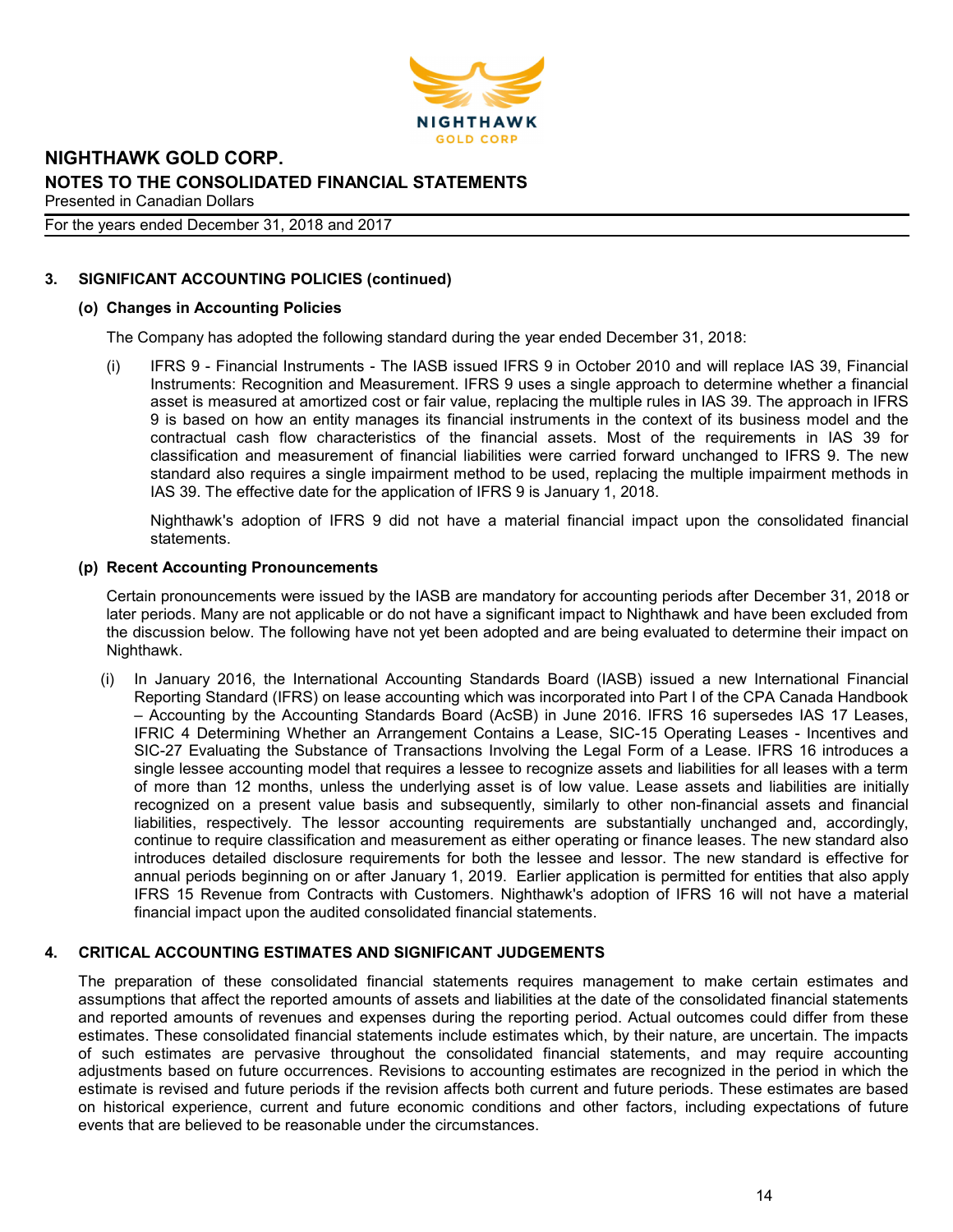## 3. SIGNIFICANT ACCOUNTING POLICIES (continued)

### (o) Changes in Accounting Policies

The Company has adopted the following standard during the year ended December 31, 2018:

(i) IFRS 9 - Financial Instruments - The IASB issued IFRS 9 in October 2010 and will replace IAS 39, Financial Instruments: Recognition and Measurement. IFRS 9 uses a single approach to determine whether a financial asset is measured at amortized cost or fair value, replacing the multiple rules in IAS 39. The approach in IFRS 9 is based on how an entity manages its financial instruments in the context of its business model and the contractual cash flow characteristics of the financial assets. Most of the requirements in IAS 39 for classification and measurement of financial liabilities were carried forward unchanged to IFRS 9. The new standard also requires a single impairment method to be used, replacing the multiple impairment methods in IAS 39. The effective date for the application of IFRS 9 is January 1, 2018.

Nighthawk's adoption of IFRS 9 did not have a material financial impact upon the consolidated financial statements.

### (p) Recent Accounting Pronouncements

Certain pronouncements were issued by the IASB are mandatory for accounting periods after December 31, 2018 or later periods. Many are not applicable or do not have a significant impact to Nighthawk and have been excluded from the discussion below. The following have not yet been adopted and are being evaluated to determine their impact on Nighthawk.

(i) In January 2016, the International Accounting Standards Board (IASB) issued a new International Financial Reporting Standard (IFRS) on lease accounting which was incorporated into Part I of the CPA Canada Handbook – Accounting by the Accounting Standards Board (AcSB) in June 2016. IFRS 16 supersedes IAS 17 Leases, IFRIC 4 Determining Whether an Arrangement Contains a Lease, SIC-15 Operating Leases - Incentives and SIC-27 Evaluating the Substance of Transactions Involving the Legal Form of a Lease. IFRS 16 introduces a single lessee accounting model that requires a lessee to recognize assets and liabilities for all leases with a term of more than 12 months, unless the underlying asset is of low value. Lease assets and liabilities are initially recognized on a present value basis and subsequently, similarly to other non-financial assets and financial liabilities, respectively. The lessor accounting requirements are substantially unchanged and, accordingly, continue to require classification and measurement as either operating or finance leases. The new standard also introduces detailed disclosure requirements for both the lessee and lessor. The new standard is effective for annual periods beginning on or after January 1, 2019. Earlier application is permitted for entities that also apply IFRS 15 Revenue from Contracts with Customers. Nighthawk's adoption of IFRS 16 will not have a material financial impact upon the audited consolidated financial statements.

## 4. CRITICAL ACCOUNTING ESTIMATES AND SIGNIFICANT JUDGEMENTS

The preparation of these consolidated financial statements requires management to make certain estimates and assumptions that affect the reported amounts of assets and liabilities at the date of the consolidated financial statements and reported amounts of revenues and expenses during the reporting period. Actual outcomes could differ from these estimates. These consolidated financial statements include estimates which, by their nature, are uncertain. The impacts of such estimates are pervasive throughout the consolidated financial statements, and may require accounting adjustments based on future occurrences. Revisions to accounting estimates are recognized in the period in which the estimate is revised and future periods if the revision affects both current and future periods. These estimates are based on historical experience, current and future economic conditions and other factors, including expectations of future events that are believed to be reasonable under the circumstances.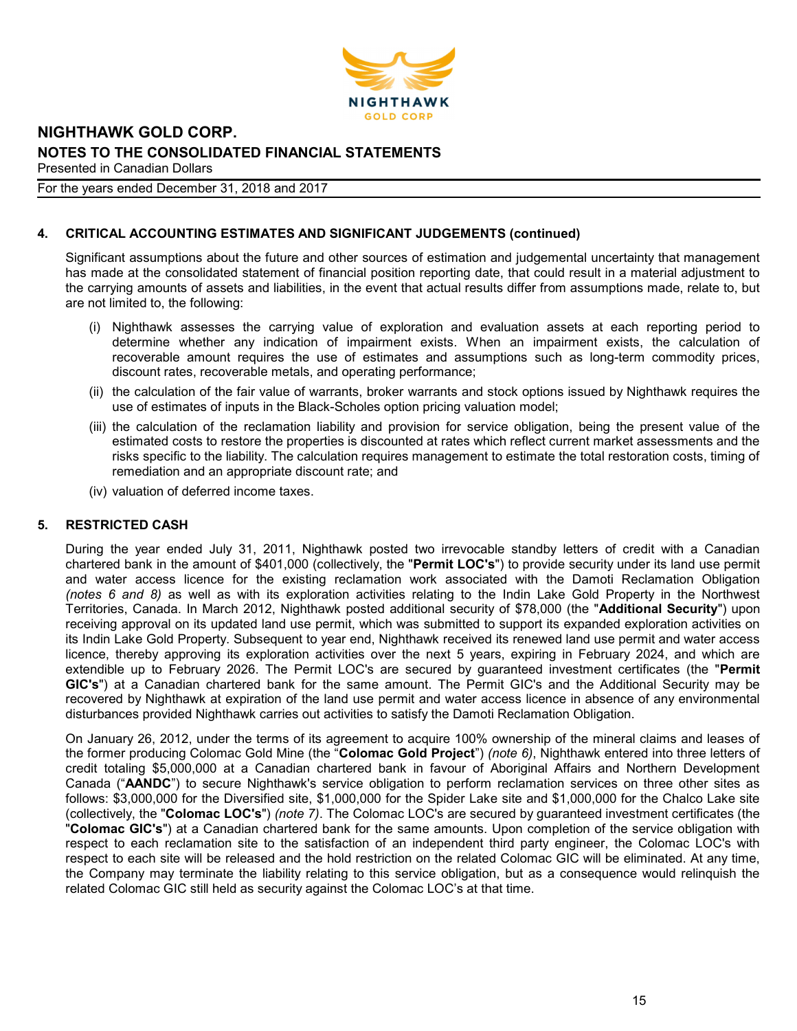## 4. CRITICAL ACCOUNTING ESTIMATES AND SIGNIFICANT JUDGEMENTS (continued)

Significant assumptions about the future and other sources of estimation and judgemental uncertainty that management has made at the consolidated statement of financial position reporting date, that could result in a material adjustment to the carrying amounts of assets and liabilities, in the event that actual results differ from assumptions made, relate to, but are not limited to, the following:

(i) Nighthawk assesses the carrying value of exploration and evaluation assets at each reporting period to determine whether any indication of impairment exists. When an impairment exists, the calculation of recoverable amount requires the use of estimates and assumptions such as long-term commodity prices, discount rates, recoverable metals, and operating performance;

(ii) the calculation of the fair value of warrants, broker warrants and stock options issued by Nighthawk requires the use of estimates of inputs in the Black-Scholes option pricing valuation model;

(iii) the calculation of the reclamation liability and provision for service obligation, being the present value of the estimated costs to restore the properties is discounted at rates which reflect current market assessments and the risks specific to the liability. The calculation requires management to estimate the total restoration costs, timing of remediation and an appropriate discount rate; and

(iv) valuation of deferred income taxes.

## 5. RESTRICTED CASH

During the year ended July 31, 2011, Nighthawk posted two irrevocable standby letters of credit with a Canadian chartered bank in the amount of $401,000 (collectively, the "**Permit LOC's**") to provide security under its land use permit and water access licence for the existing reclamation work associated with the Damoti Reclamation Obligation *(notes 6 and 8)* as well as with its exploration activities relating to the Indin Lake Gold Property in the Northwest Territories, Canada. In March 2012, Nighthawk posted additional security of $78,000 (the "**Additional Security**") upon receiving approval on its updated land use permit, which was submitted to support its expanded exploration activities on its Indin Lake Gold Property. Subsequent to year end, Nighthawk received its renewed land use permit and water access licence, thereby approving its exploration activities over the next 5 years, expiring in February 2024, and which are extendible up to February 2026. The Permit LOC's are secured by guaranteed investment certificates (the "**Permit GIC's**") at a Canadian chartered bank for the same amount. The Permit GIC's and the Additional Security may be recovered by Nighthawk at expiration of the land use permit and water access licence in absence of any environmental disturbances provided Nighthawk carries out activities to satisfy the Damoti Reclamation Obligation.

On January 26, 2012, under the terms of its agreement to acquire 100% ownership of the mineral claims and leases of the former producing Colomac Gold Mine (the "**Colomac Gold Project**") *(note 6)*, Nighthawk entered into three letters of credit totaling $5,000,000 at a Canadian chartered bank in favour of Aboriginal Affairs and Northern Development Canada ("**AANDC**") to secure Nighthawk's service obligation to perform reclamation services on three other sites as follows: $3,000,000 for the Diversified site, $1,000,000 for the Spider Lake site and $1,000,000 for the Chalco Lake site (collectively, the "**Colomac LOC's**") *(note 7)*. The Colomac LOC's are secured by guaranteed investment certificates (the "**Colomac GIC's**") at a Canadian chartered bank for the same amounts. Upon completion of the service obligation with respect to each reclamation site to the satisfaction of an independent third party engineer, the Colomac LOC's with respect to each site will be released and the hold restriction on the related Colomac GIC will be eliminated. At any time, the Company may terminate the liability relating to this service obligation, but as a consequence would relinquish the related Colomac GIC still held as security against the Colomac LOC's at that time.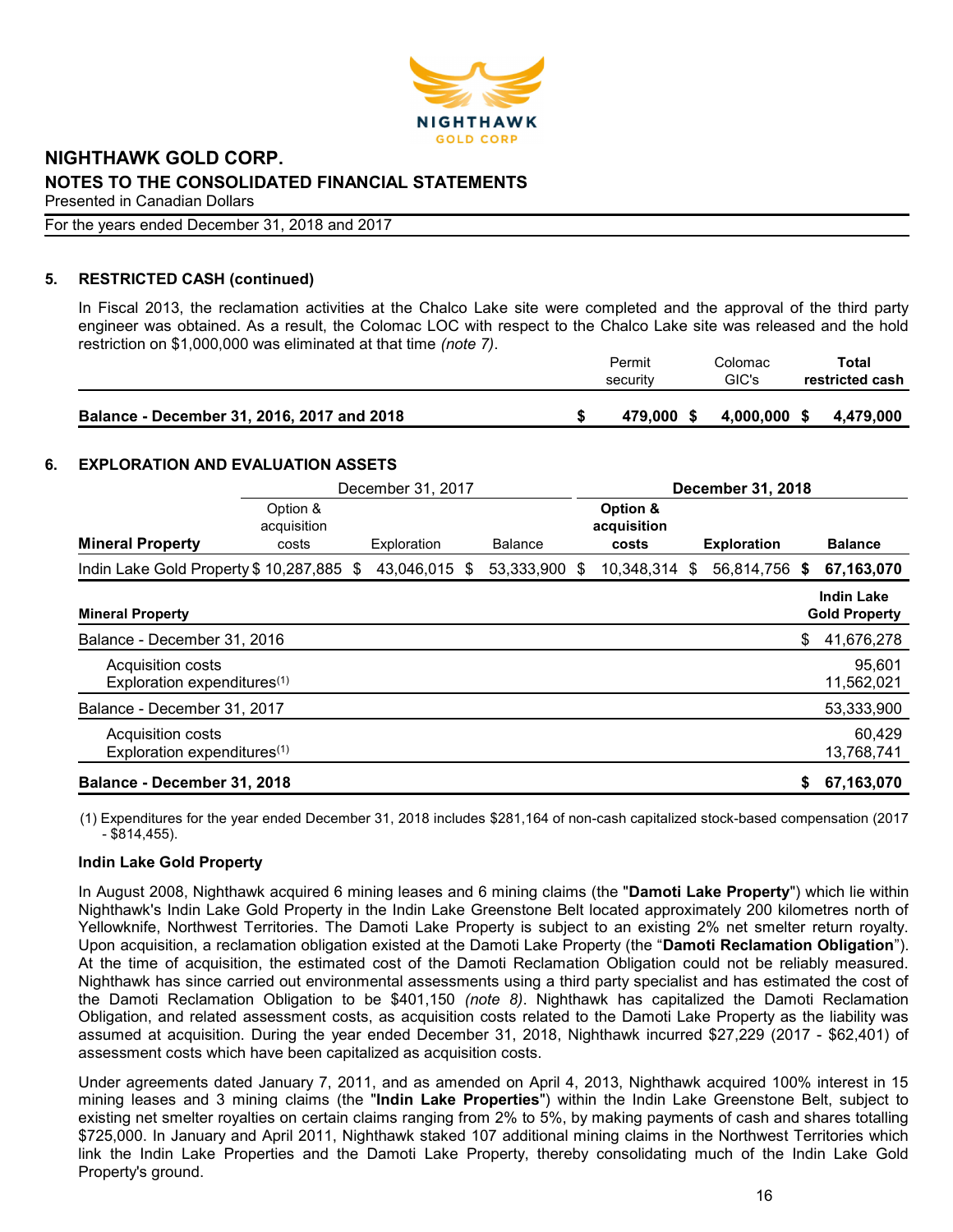## 5. RESTRICTED CASH (continued)

In Fiscal 2013, the reclamation activities at the Chalco Lake site were completed and the approval of the third party engineer was obtained. As a result, the Colomac LOC with respect to the Chalco Lake site was released and the hold restriction on $1,000,000 was eliminated at that time *(note 7)*.

| | Permit security | Colomac GIC's | **Total restricted cash** |
|---|---|---|---|
| **Balance - December 31, 2016, 2017 and 2018** | **$ 479,000** | **$ 4,000,000** | **$ 4,479,000** |

## 6. EXPLORATION AND EVALUATION ASSETS

| | December 31, 2017 | | | **December 31, 2018** | | |
|---|---|---|---|---|---|---|
| **Mineral Property** | Option & acquisition costs | Exploration | Balance | **Option & acquisition costs** | **Exploration** | **Balance** |
| Indin Lake Gold Property | $ 10,287,885 | $ 43,046,015 | $ 53,333,900 | $ 10,348,314 | $ 56,814,756 | **$ 67,163,070** |

| **Mineral Property** | **Indin Lake Gold Property** |
|---|---|
| Balance - December 31, 2016 | $ 41,676,278 |
| Acquisition costs | 95,601 |
| Exploration expenditures[(1)] | 11,562,021 |
| Balance - December 31, 2017 | 53,333,900 |
| Acquisition costs | 60,429 |
| Exploration expenditures[(1)] | 13,768,741 |
| **Balance - December 31, 2018** | **$ 67,163,070** |

(1) Expenditures for the year ended December 31, 2018 includes $281,164 of non-cash capitalized stock-based compensation (2017 - $814,455).

**Indin Lake Gold Property**

In August 2008, Nighthawk acquired 6 mining leases and 6 mining claims (the "**Damoti Lake Property**") which lie within Nighthawk's Indin Lake Gold Property in the Indin Lake Greenstone Belt located approximately 200 kilometres north of Yellowknife, Northwest Territories. The Damoti Lake Property is subject to an existing 2% net smelter return royalty. Upon acquisition, a reclamation obligation existed at the Damoti Lake Property (the "**Damoti Reclamation Obligation**"). At the time of acquisition, the estimated cost of the Damoti Reclamation Obligation could not be reliably measured. Nighthawk has since carried out environmental assessments using a third party specialist and has estimated the cost of the Damoti Reclamation Obligation to be $401,150 *(note 8)*. Nighthawk has capitalized the Damoti Reclamation Obligation, and related assessment costs, as acquisition costs related to the Damoti Lake Property as the liability was assumed at acquisition. During the year ended December 31, 2018, Nighthawk incurred $27,229 (2017 - $62,401) of assessment costs which have been capitalized as acquisition costs.

Under agreements dated January 7, 2011, and as amended on April 4, 2013, Nighthawk acquired 100% interest in 15 mining leases and 3 mining claims (the "**Indin Lake Properties**") within the Indin Lake Greenstone Belt, subject to existing net smelter royalties on certain claims ranging from 2% to 5%, by making payments of cash and shares totalling $725,000. In January and April 2011, Nighthawk staked 107 additional mining claims in the Northwest Territories which link the Indin Lake Properties and the Damoti Lake Property, thereby consolidating much of the Indin Lake Gold Property's ground.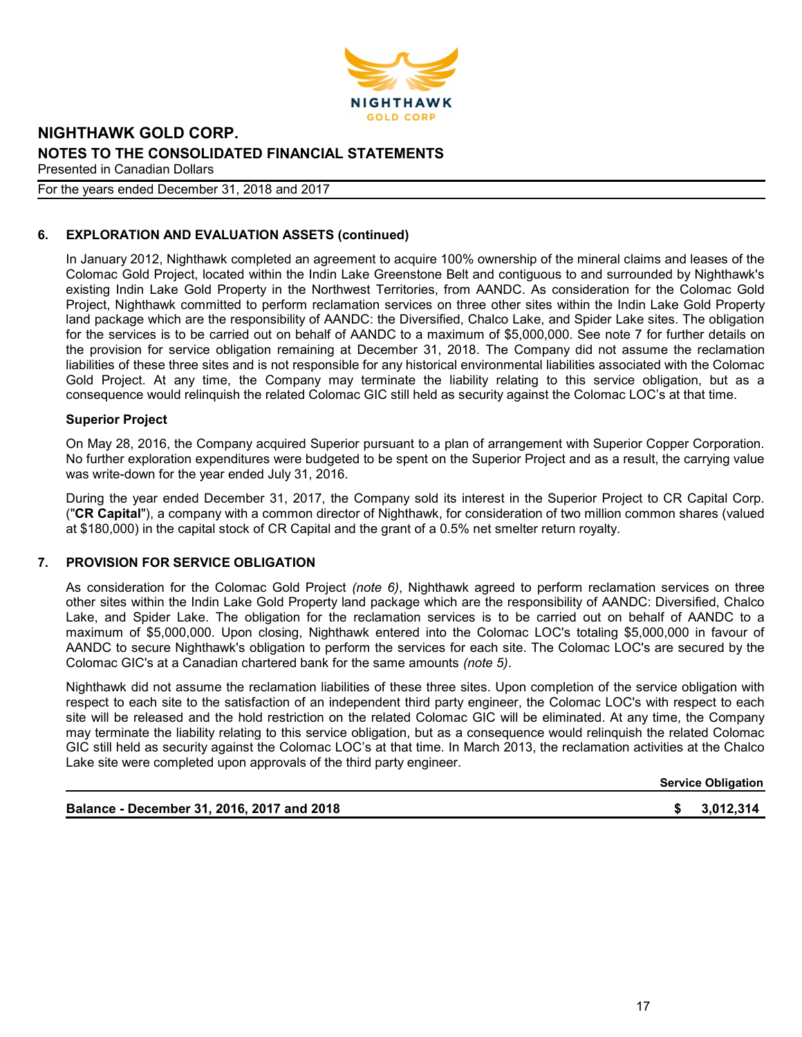## 6. EXPLORATION AND EVALUATION ASSETS (continued)

In January 2012, Nighthawk completed an agreement to acquire 100% ownership of the mineral claims and leases of the Colomac Gold Project, located within the Indin Lake Greenstone Belt and contiguous to and surrounded by Nighthawk's existing Indin Lake Gold Property in the Northwest Territories, from AANDC. As consideration for the Colomac Gold Project, Nighthawk committed to perform reclamation services on three other sites within the Indin Lake Gold Property land package which are the responsibility of AANDC: the Diversified, Chalco Lake, and Spider Lake sites. The obligation for the services is to be carried out on behalf of AANDC to a maximum of $5,000,000. See note 7 for further details on the provision for service obligation remaining at December 31, 2018. The Company did not assume the reclamation liabilities of these three sites and is not responsible for any historical environmental liabilities associated with the Colomac Gold Project. At any time, the Company may terminate the liability relating to this service obligation, but as a consequence would relinquish the related Colomac GIC still held as security against the Colomac LOC's at that time.

### Superior Project

On May 28, 2016, the Company acquired Superior pursuant to a plan of arrangement with Superior Copper Corporation. No further exploration expenditures were budgeted to be spent on the Superior Project and as a result, the carrying value was write-down for the year ended July 31, 2016.

During the year ended December 31, 2017, the Company sold its interest in the Superior Project to CR Capital Corp. ("**CR Capital**"), a company with a common director of Nighthawk, for consideration of two million common shares (valued at $180,000) in the capital stock of CR Capital and the grant of a 0.5% net smelter return royalty.

## 7. PROVISION FOR SERVICE OBLIGATION

As consideration for the Colomac Gold Project *(note 6)*, Nighthawk agreed to perform reclamation services on three other sites within the Indin Lake Gold Property land package which are the responsibility of AANDC: Diversified, Chalco Lake, and Spider Lake. The obligation for the reclamation services is to be carried out on behalf of AANDC to a maximum of $5,000,000. Upon closing, Nighthawk entered into the Colomac LOC's totaling $5,000,000 in favour of AANDC to secure Nighthawk's obligation to perform the services for each site. The Colomac LOC's are secured by the Colomac GIC's at a Canadian chartered bank for the same amounts *(note 5)*.

Nighthawk did not assume the reclamation liabilities of these three sites. Upon completion of the service obligation with respect to each site to the satisfaction of an independent third party engineer, the Colomac LOC's with respect to each site will be released and the hold restriction on the related Colomac GIC will be eliminated. At any time, the Company may terminate the liability relating to this service obligation, but as a consequence would relinquish the related Colomac GIC still held as security against the Colomac LOC's at that time. In March 2013, the reclamation activities at the Chalco Lake site were completed upon approvals of the third party engineer.

| | Service Obligation |
|---|---|
| **Balance - December 31, 2016, 2017 and 2018** | **$ 3,012,314** |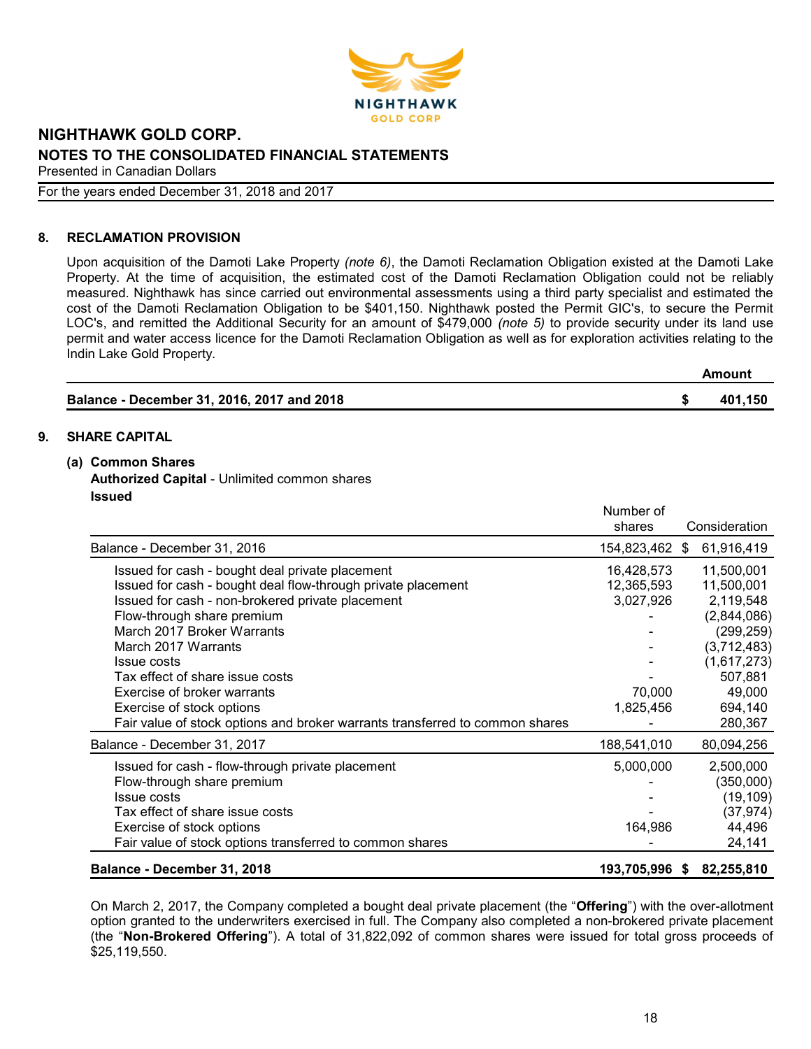## 8. RECLAMATION PROVISION

Upon acquisition of the Damoti Lake Property *(note 6)*, the Damoti Reclamation Obligation existed at the Damoti Lake Property. At the time of acquisition, the estimated cost of the Damoti Reclamation Obligation could not be reliably measured. Nighthawk has since carried out environmental assessments using a third party specialist and estimated the cost of the Damoti Reclamation Obligation to be $401,150. Nighthawk posted the Permit GIC's, to secure the Permit LOC's, and remitted the Additional Security for an amount of $479,000 *(note 5)* to provide security under its land use permit and water access licence for the Damoti Reclamation Obligation as well as for exploration activities relating to the Indin Lake Gold Property.

| | Amount |
|---|---|
| **Balance - December 31, 2016, 2017 and 2018** | **$ 401,150** |

## 9. SHARE CAPITAL

### (a) Common Shares

**Authorized Capital** - Unlimited common shares

**Issued**

| | Number of shares | Consideration |
|---|---|---|
| Balance - December 31, 2016 | 154,823,462 | $ 61,916,419 |
| Issued for cash - bought deal private placement | 16,428,573 | 11,500,001 |
| Issued for cash - bought deal flow-through private placement | 12,365,593 | 11,500,001 |
| Issued for cash - non-brokered private placement | 3,027,926 | 2,119,548 |
| Flow-through share premium | - | (2,844,086) |
| March 2017 Broker Warrants | - | (299,259) |
| March 2017 Warrants | - | (3,712,483) |
| Issue costs | - | (1,617,273) |
| Tax effect of share issue costs | - | 507,881 |
| Exercise of broker warrants | 70,000 | 49,000 |
| Exercise of stock options | 1,825,456 | 694,140 |
| Fair value of stock options and broker warrants transferred to common shares | - | 280,367 |
| Balance - December 31, 2017 | 188,541,010 | 80,094,256 |
| Issued for cash - flow-through private placement | 5,000,000 | 2,500,000 |
| Flow-through share premium | - | (350,000) |
| Issue costs | - | (19,109) |
| Tax effect of share issue costs | - | (37,974) |
| Exercise of stock options | 164,986 | 44,496 |
| Fair value of stock options transferred to common shares | - | 24,141 |
| **Balance - December 31, 2018** | **193,705,996** | **$ 82,255,810** |

On March 2, 2017, the Company completed a bought deal private placement (the "**Offering**") with the over-allotment option granted to the underwriters exercised in full. The Company also completed a non-brokered private placement (the "**Non-Brokered Offering**"). A total of 31,822,092 of common shares were issued for total gross proceeds of $25,119,550.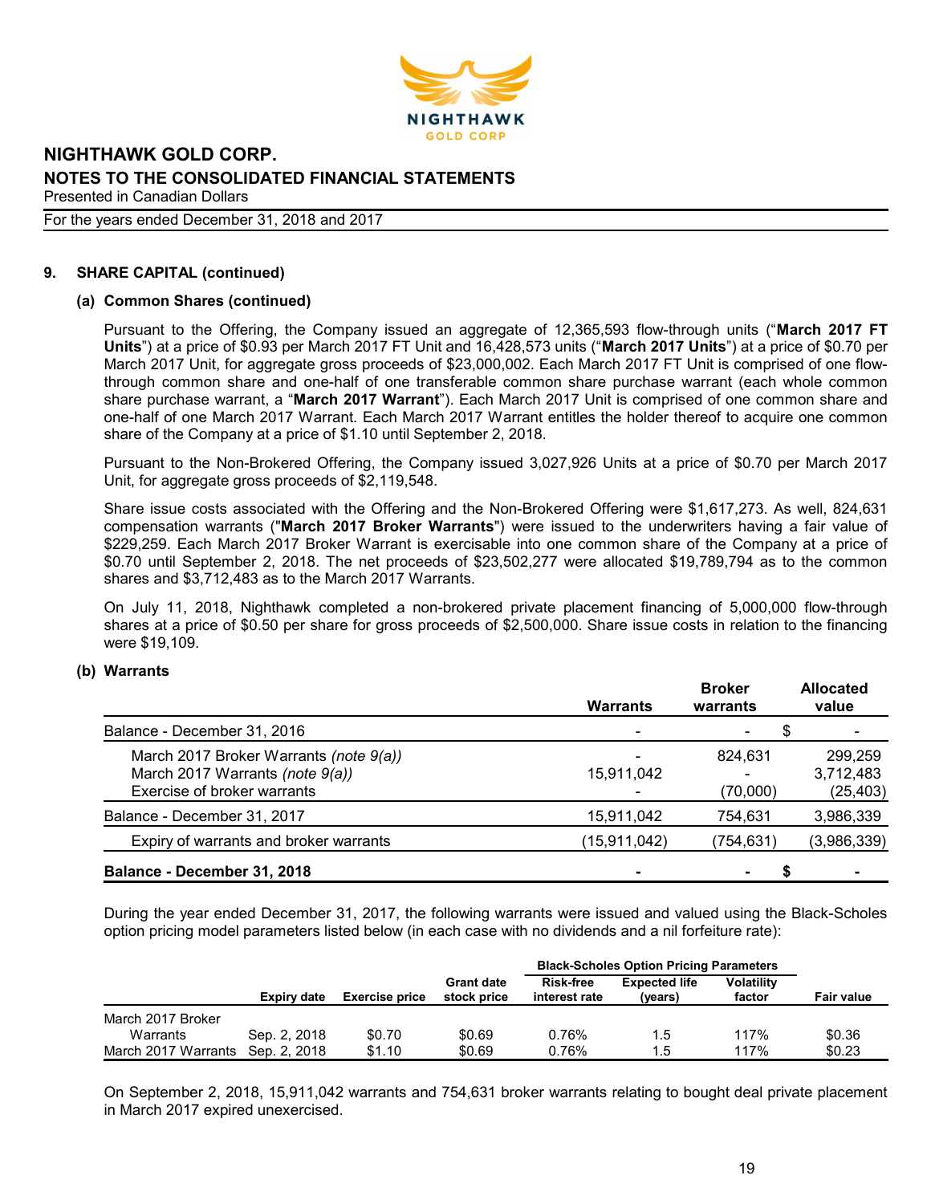## 9. SHARE CAPITAL (continued)

### (a) Common Shares (continued)

Pursuant to the Offering, the Company issued an aggregate of 12,365,593 flow-through units ("**March 2017 FT Units**") at a price of $0.93 per March 2017 FT Unit and 16,428,573 units ("**March 2017 Units**") at a price of $0.70 per March 2017 Unit, for aggregate gross proceeds of $23,000,002. Each March 2017 FT Unit is comprised of one flow-through common share and one-half of one transferable common share purchase warrant (each whole common share purchase warrant, a "**March 2017 Warrant**"). Each March 2017 Unit is comprised of one common share and one-half of one March 2017 Warrant. Each March 2017 Warrant entitles the holder thereof to acquire one common share of the Company at a price of $1.10 until September 2, 2018.

Pursuant to the Non-Brokered Offering, the Company issued 3,027,926 Units at a price of $0.70 per March 2017 Unit, for aggregate gross proceeds of $2,119,548.

Share issue costs associated with the Offering and the Non-Brokered Offering were $1,617,273. As well, 824,631 compensation warrants ("**March 2017 Broker Warrants**") were issued to the underwriters having a fair value of $229,259. Each March 2017 Broker Warrant is exercisable into one common share of the Company at a price of $0.70 until September 2, 2018. The net proceeds of $23,502,277 were allocated $19,789,794 as to the common shares and $3,712,483 as to the March 2017 Warrants.

On July 11, 2018, Nighthawk completed a non-brokered private placement financing of 5,000,000 flow-through shares at a price of $0.50 per share for gross proceeds of $2,500,000. Share issue costs in relation to the financing were $19,109.

### (b) Warrants

| | Warrants | Broker warrants | Allocated value |
|---|---|---|---|
| Balance - December 31, 2016 | - | - | $ - |
| March 2017 Broker Warrants *(note 9(a))* | - | 824,631 | 299,259 |
| March 2017 Warrants *(note 9(a))* | 15,911,042 | - | 3,712,483 |
| Exercise of broker warrants | - | (70,000) | (25,403) |
| Balance - December 31, 2017 | 15,911,042 | 754,631 | 3,986,339 |
| Expiry of warrants and broker warrants | (15,911,042) | (754,631) | (3,986,339) |
| **Balance - December 31, 2018** | **-** | **-** | **$ -** |

During the year ended December 31, 2017, the following warrants were issued and valued using the Black-Scholes option pricing model parameters listed below (in each case with no dividends and a nil forfeiture rate):

| | | | | Black-Scholes Option Pricing Parameters | | | |
|---|---|---|---|---|---|---|---|
| | Expiry date | Exercise price | Grant date stock price | Risk-free interest rate | Expected life (years) | Volatility factor | Fair value |
| March 2017 Broker Warrants | Sep. 2, 2018 | $0.70 | $0.69 | 0.76% | 1.5 | 117% | $0.36 |
| March 2017 Warrants | Sep. 2, 2018 | $1.10 | $0.69 | 0.76% | 1.5 | 117% | $0.23 |

On September 2, 2018, 15,911,042 warrants and 754,631 broker warrants relating to bought deal private placement in March 2017 expired unexercised.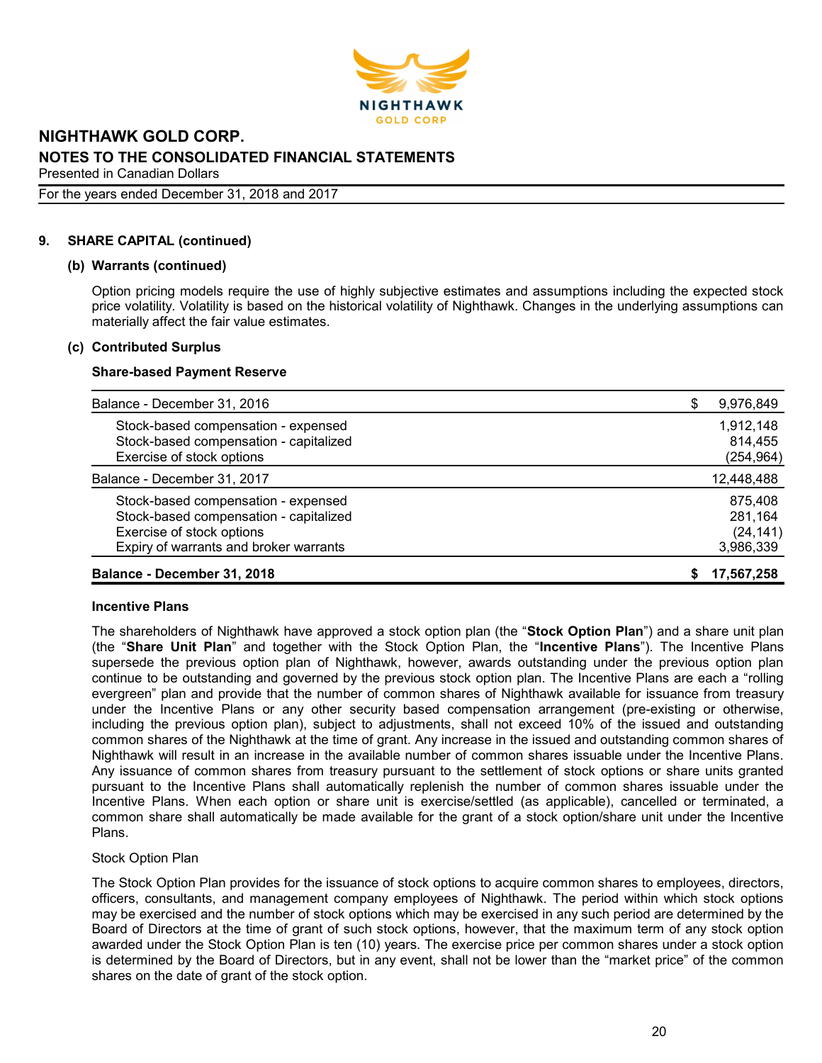## 9. SHARE CAPITAL (continued)

### (b) Warrants (continued)

Option pricing models require the use of highly subjective estimates and assumptions including the expected stock price volatility. Volatility is based on the historical volatility of Nighthawk. Changes in the underlying assumptions can materially affect the fair value estimates.

### (c) Contributed Surplus

**Share-based Payment Reserve**

| | |
|---|---|
| Balance - December 31, 2016 | $ 9,976,849 |
| Stock-based compensation - expensed | 1,912,148 |
| Stock-based compensation - capitalized | 814,455 |
| Exercise of stock options | (254,964) |
| Balance - December 31, 2017 | 12,448,488 |
| Stock-based compensation - expensed | 875,408 |
| Stock-based compensation - capitalized | 281,164 |
| Exercise of stock options | (24,141) |
| Expiry of warrants and broker warrants | 3,986,339 |
| **Balance - December 31, 2018** | **$ 17,567,258** |

**Incentive Plans**

The shareholders of Nighthawk have approved a stock option plan (the "**Stock Option Plan**") and a share unit plan (the "**Share Unit Plan**" and together with the Stock Option Plan, the "**Incentive Plans**"). The Incentive Plans supersede the previous option plan of Nighthawk, however, awards outstanding under the previous option plan continue to be outstanding and governed by the previous stock option plan. The Incentive Plans are each a "rolling evergreen" plan and provide that the number of common shares of Nighthawk available for issuance from treasury under the Incentive Plans or any other security based compensation arrangement (pre-existing or otherwise, including the previous option plan), subject to adjustments, shall not exceed 10% of the issued and outstanding common shares of the Nighthawk at the time of grant. Any increase in the issued and outstanding common shares of Nighthawk will result in an increase in the available number of common shares issuable under the Incentive Plans. Any issuance of common shares from treasury pursuant to the settlement of stock options or share units granted pursuant to the Incentive Plans shall automatically replenish the number of common shares issuable under the Incentive Plans. When each option or share unit is exercise/settled (as applicable), cancelled or terminated, a common share shall automatically be made available for the grant of a stock option/share unit under the Incentive Plans.

Stock Option Plan

The Stock Option Plan provides for the issuance of stock options to acquire common shares to employees, directors, officers, consultants, and management company employees of Nighthawk. The period within which stock options may be exercised and the number of stock options which may be exercised in any such period are determined by the Board of Directors at the time of grant of such stock options, however, that the maximum term of any stock option awarded under the Stock Option Plan is ten (10) years. The exercise price per common shares under a stock option is determined by the Board of Directors, but in any event, shall not be lower than the "market price" of the common shares on the date of grant of the stock option.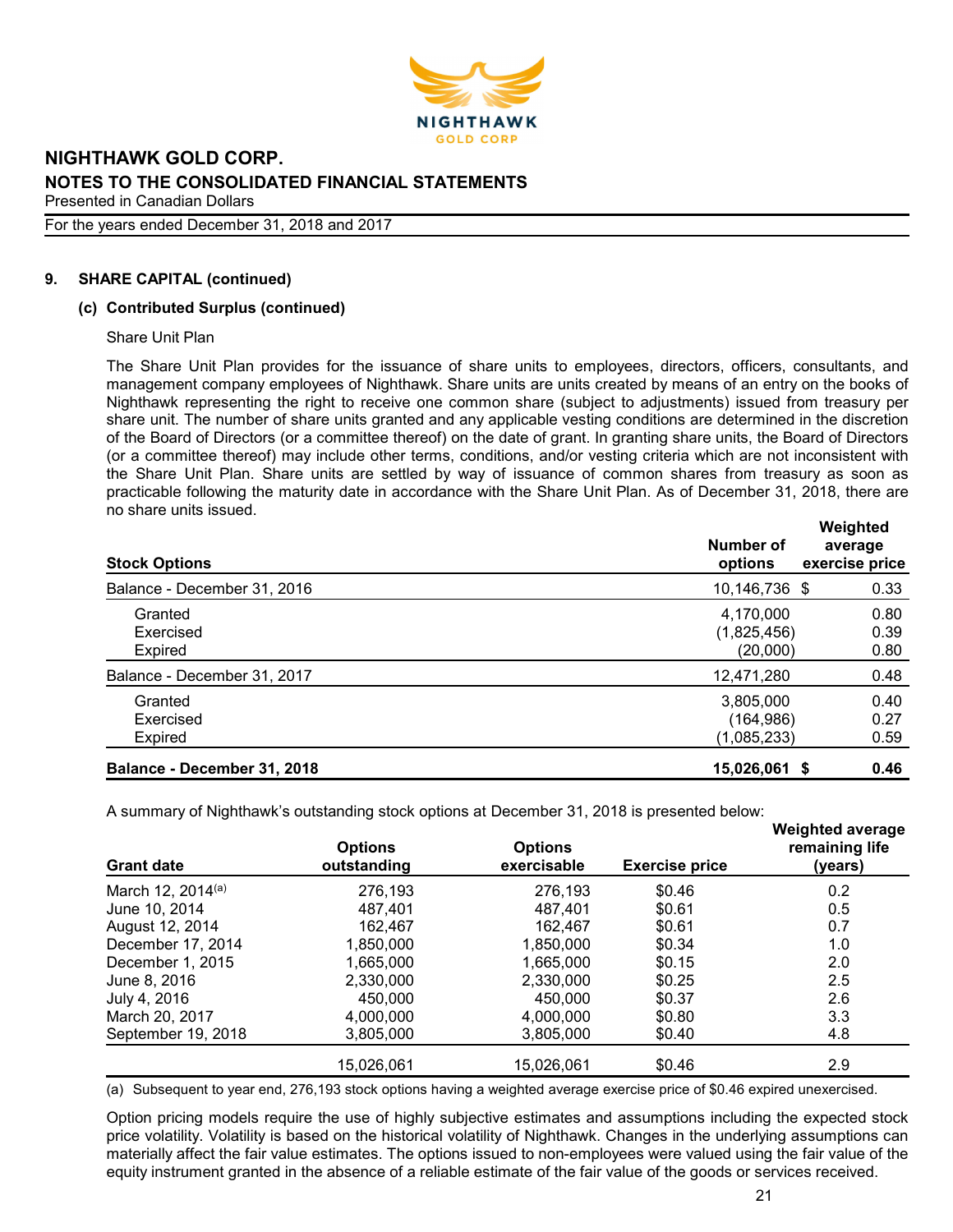## 9. SHARE CAPITAL (continued)

### (c) Contributed Surplus (continued)

Share Unit Plan

The Share Unit Plan provides for the issuance of share units to employees, directors, officers, consultants, and management company employees of Nighthawk. Share units are units created by means of an entry on the books of Nighthawk representing the right to receive one common share (subject to adjustments) issued from treasury per share unit. The number of share units granted and any applicable vesting conditions are determined in the discretion of the Board of Directors (or a committee thereof) on the date of grant. In granting share units, the Board of Directors (or a committee thereof) may include other terms, conditions, and/or vesting criteria which are not inconsistent with the Share Unit Plan. Share units are settled by way of issuance of common shares from treasury as soon as practicable following the maturity date in accordance with the Share Unit Plan. As of December 31, 2018, there are no share units issued.

| Stock Options | Number of options | Weighted average exercise price |
|---|---|---|
| Balance - December 31, 2016 | 10,146,736 | $ 0.33 |
| Granted | 4,170,000 | 0.80 |
| Exercised | (1,825,456) | 0.39 |
| Expired | (20,000) | 0.80 |
| Balance - December 31, 2017 | 12,471,280 | 0.48 |
| Granted | 3,805,000 | 0.40 |
| Exercised | (164,986) | 0.27 |
| Expired | (1,085,233) | 0.59 |
| **Balance - December 31, 2018** | **15,026,061** | **$ 0.46** |

A summary of Nighthawk's outstanding stock options at December 31, 2018 is presented below:

| Grant date | Options outstanding | Options exercisable | Exercise price | Weighted average remaining life (years) |
|---|---|---|---|---|
| March 12, 2014[(a)] | 276,193 | 276,193 | $0.46 | 0.2 |
| June 10, 2014 | 487,401 | 487,401 | $0.61 | 0.5 |
| August 12, 2014 | 162,467 | 162,467 | $0.61 | 0.7 |
| December 17, 2014 | 1,850,000 | 1,850,000 | $0.34 | 1.0 |
| December 1, 2015 | 1,665,000 | 1,665,000 | $0.15 | 2.0 |
| June 8, 2016 | 2,330,000 | 2,330,000 | $0.25 | 2.5 |
| July 4, 2016 | 450,000 | 450,000 | $0.37 | 2.6 |
| March 20, 2017 | 4,000,000 | 4,000,000 | $0.80 | 3.3 |
| September 19, 2018 | 3,805,000 | 3,805,000 | $0.40 | 4.8 |
| | 15,026,061 | 15,026,061 | $0.46 | 2.9 |

(a) Subsequent to year end, 276,193 stock options having a weighted average exercise price of $0.46 expired unexercised.

Option pricing models require the use of highly subjective estimates and assumptions including the expected stock price volatility. Volatility is based on the historical volatility of Nighthawk. Changes in the underlying assumptions can materially affect the fair value estimates. The options issued to non-employees were valued using the fair value of the equity instrument granted in the absence of a reliable estimate of the fair value of the goods or services received.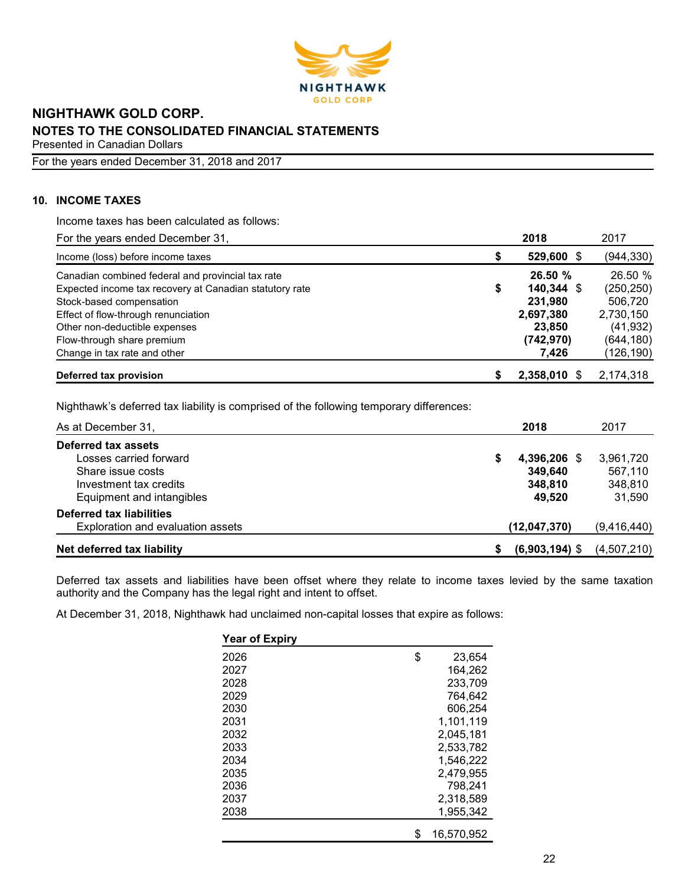**NIGHTHAWK GOLD CORP.**
**NOTES TO THE CONSOLIDATED FINANCIAL STATEMENTS**
Presented in Canadian Dollars
For the years ended December 31, 2018 and 2017

## 10. INCOME TAXES

Income taxes has been calculated as follows:

| For the years ended December 31, | 2018 | 2017 |
|---|---|---|
| Income (loss) before income taxes | $ **529,600** | $ (944,330) |
| Canadian combined federal and provincial tax rate | **26.50 %** | 26.50 % |
| Expected income tax recovery at Canadian statutory rate | $ **140,344** | $ (250,250) |
| Stock-based compensation | **231,980** | 506,720 |
| Effect of flow-through renunciation | **2,697,380** | 2,730,150 |
| Other non-deductible expenses | **23,850** | (41,932) |
| Flow-through share premium | **(742,970)** | (644,180) |
| Change in tax rate and other | **7,426** | (126,190) |
| **Deferred tax provision** | $ **2,358,010** | $ 2,174,318 |

Nighthawk's deferred tax liability is comprised of the following temporary differences:

| As at December 31, | 2018 | 2017 |
|---|---|---|
| **Deferred tax assets** | | |
| Losses carried forward | $ **4,396,206** | $ 3,961,720 |
| Share issue costs | **349,640** | 567,110 |
| Investment tax credits | **348,810** | 348,810 |
| Equipment and intangibles | **49,520** | 31,590 |
| **Deferred tax liabilities** | | |
| Exploration and evaluation assets | **(12,047,370)** | (9,416,440) |
| **Net deferred tax liability** | $ **(6,903,194)** | $ (4,507,210) |

Deferred tax assets and liabilities have been offset where they relate to income taxes levied by the same taxation authority and the Company has the legal right and intent to offset.

At December 31, 2018, Nighthawk had unclaimed non-capital losses that expire as follows:

| Year of Expiry | |
|---|---|
| 2026 | $ 23,654 |
| 2027 | 164,262 |
| 2028 | 233,709 |
| 2029 | 764,642 |
| 2030 | 606,254 |
| 2031 | 1,101,119 |
| 2032 | 2,045,181 |
| 2033 | 2,533,782 |
| 2034 | 1,546,222 |
| 2035 | 2,479,955 |
| 2036 | 798,241 |
| 2037 | 2,318,589 |
| 2038 | 1,955,342 |
| | $ 16,570,952 |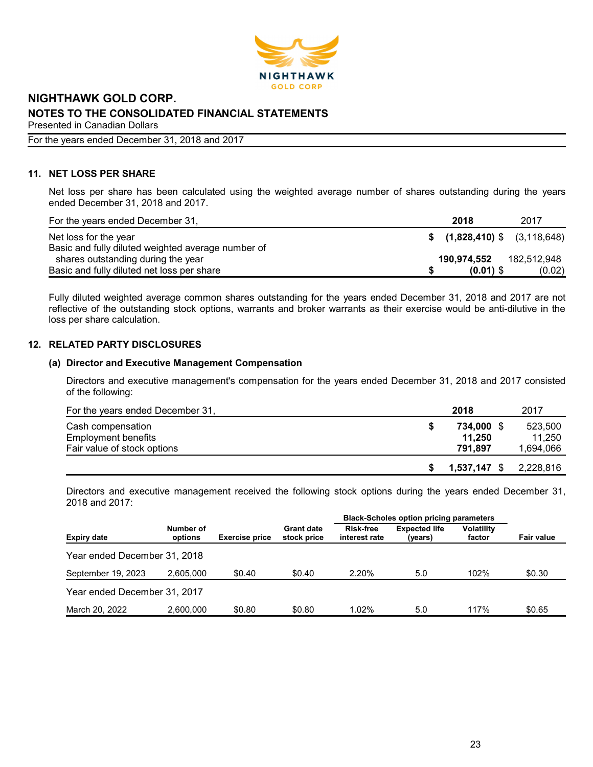## 11. NET LOSS PER SHARE

Net loss per share has been calculated using the weighted average number of shares outstanding during the years ended December 31, 2018 and 2017.

| For the years ended December 31, | 2018 | 2017 |
|---|---|---|
| Net loss for the year | **$ (1,828,410)** | $ (3,118,648) |
| Basic and fully diluted weighted average number of shares outstanding during the year | **190,974,552** | 182,512,948 |
| Basic and fully diluted net loss per share | **$ (0.01)** | $ (0.02) |

Fully diluted weighted average common shares outstanding for the years ended December 31, 2018 and 2017 are not reflective of the outstanding stock options, warrants and broker warrants as their exercise would be anti-dilutive in the loss per share calculation.

## 12. RELATED PARTY DISCLOSURES

### (a) Director and Executive Management Compensation

Directors and executive management's compensation for the years ended December 31, 2018 and 2017 consisted of the following:

| For the years ended December 31, | 2018 | 2017 |
|---|---|---|
| Cash compensation | **$ 734,000** | $ 523,500 |
| Employment benefits | **11,250** | 11,250 |
| Fair value of stock options | **791,897** | 1,694,066 |
| | **$ 1,537,147** | $ 2,228,816 |

Directors and executive management received the following stock options during the years ended December 31, 2018 and 2017:

| | | | | Black-Scholes option pricing parameters | | | |
|---|---|---|---|---|---|---|---|
| **Expiry date** | **Number of options** | **Exercise price** | **Grant date stock price** | **Risk-free interest rate** | **Expected life (years)** | **Volatility factor** | **Fair value** |
| Year ended December 31, 2018 | | | | | | | |
| September 19, 2023 | 2,605,000 | $0.40 | $0.40 | 2.20% | 5.0 | 102% | $0.30 |
| Year ended December 31, 2017 | | | | | | | |
| March 20, 2022 | 2,600,000 | $0.80 | $0.80 | 1.02% | 5.0 | 117% | $0.65 |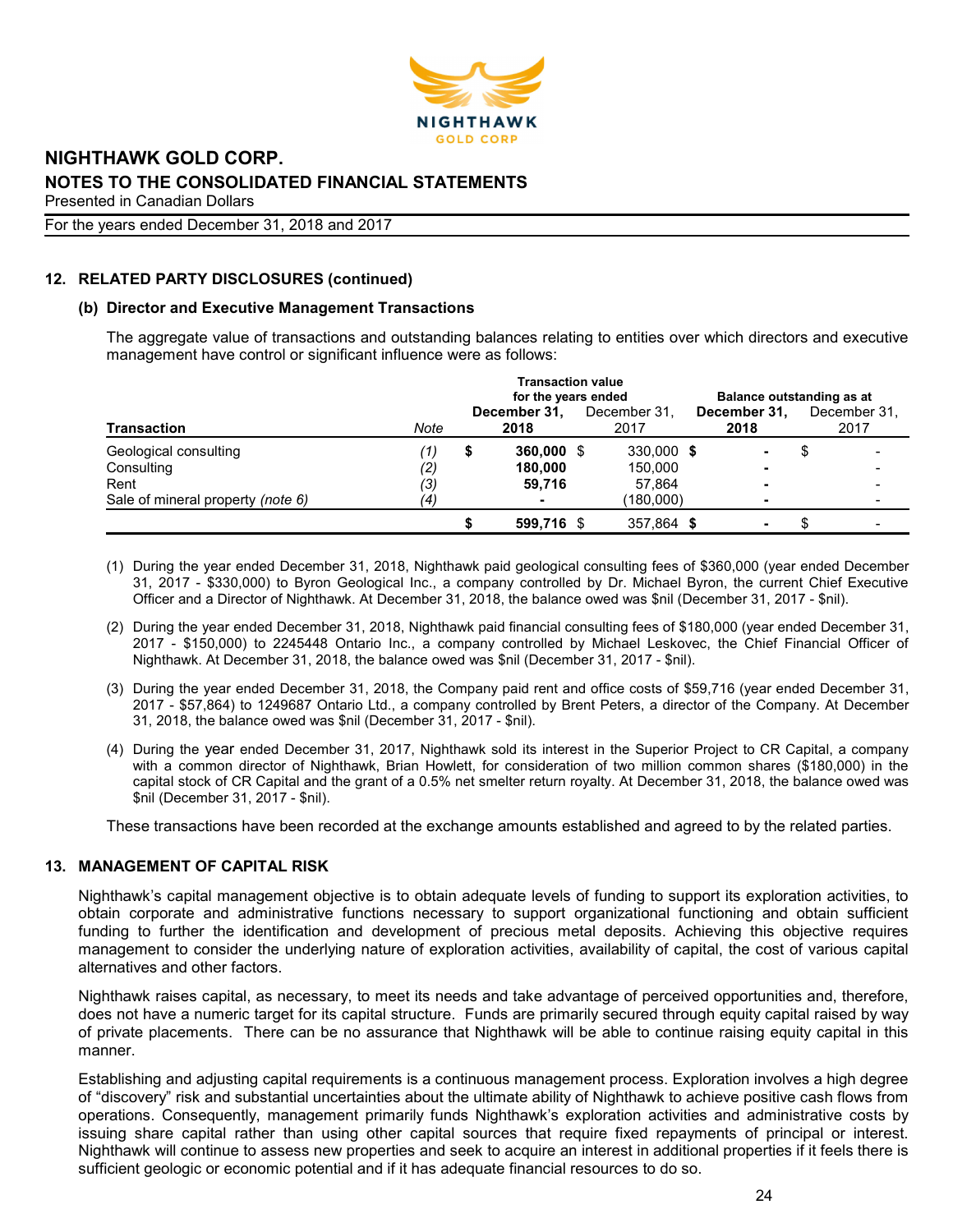## 12. RELATED PARTY DISCLOSURES (continued)

### (b) Director and Executive Management Transactions

The aggregate value of transactions and outstanding balances relating to entities over which directors and executive management have control or significant influence were as follows:

| Transaction | Note | Transaction value for the years ended December 31, 2018 | Transaction value for the years ended December 31, 2017 | Balance outstanding as at December 31, 2018 | Balance outstanding as at December 31, 2017 |
|---|---|---|---|---|---|
| Geological consulting | (1) | $ 360,000 | $ 330,000 | $ - | $ - |
| Consulting | (2) | 180,000 | 150,000 | - | - |
| Rent | (3) | 59,716 | 57,864 | - | - |
| Sale of mineral property *(note 6)* | (4) | - | (180,000) | - | - |
| | | $ 599,716 | $ 357,864 | $ - | $ - |

(1) During the year ended December 31, 2018, Nighthawk paid geological consulting fees of $360,000 (year ended December 31, 2017 - $330,000) to Byron Geological Inc., a company controlled by Dr. Michael Byron, the current Chief Executive Officer and a Director of Nighthawk. At December 31, 2018, the balance owed was $nil (December 31, 2017 - $nil).

(2) During the year ended December 31, 2018, Nighthawk paid financial consulting fees of $180,000 (year ended December 31, 2017 - $150,000) to 2245448 Ontario Inc., a company controlled by Michael Leskovec, the Chief Financial Officer of Nighthawk. At December 31, 2018, the balance owed was $nil (December 31, 2017 - $nil).

(3) During the year ended December 31, 2018, the Company paid rent and office costs of $59,716 (year ended December 31, 2017 - $57,864) to 1249687 Ontario Ltd., a company controlled by Brent Peters, a director of the Company. At December 31, 2018, the balance owed was $nil (December 31, 2017 - $nil).

(4) During the year ended December 31, 2017, Nighthawk sold its interest in the Superior Project to CR Capital, a company with a common director of Nighthawk, Brian Howlett, for consideration of two million common shares ($180,000) in the capital stock of CR Capital and the grant of a 0.5% net smelter return royalty. At December 31, 2018, the balance owed was $nil (December 31, 2017 - $nil).

These transactions have been recorded at the exchange amounts established and agreed to by the related parties.

## 13. MANAGEMENT OF CAPITAL RISK

Nighthawk's capital management objective is to obtain adequate levels of funding to support its exploration activities, to obtain corporate and administrative functions necessary to support organizational functioning and obtain sufficient funding to further the identification and development of precious metal deposits. Achieving this objective requires management to consider the underlying nature of exploration activities, availability of capital, the cost of various capital alternatives and other factors.

Nighthawk raises capital, as necessary, to meet its needs and take advantage of perceived opportunities and, therefore, does not have a numeric target for its capital structure. Funds are primarily secured through equity capital raised by way of private placements. There can be no assurance that Nighthawk will be able to continue raising equity capital in this manner.

Establishing and adjusting capital requirements is a continuous management process. Exploration involves a high degree of "discovery" risk and substantial uncertainties about the ultimate ability of Nighthawk to achieve positive cash flows from operations. Consequently, management primarily funds Nighthawk's exploration activities and administrative costs by issuing share capital rather than using other capital sources that require fixed repayments of principal or interest. Nighthawk will continue to assess new properties and seek to acquire an interest in additional properties if it feels there is sufficient geologic or economic potential and if it has adequate financial resources to do so.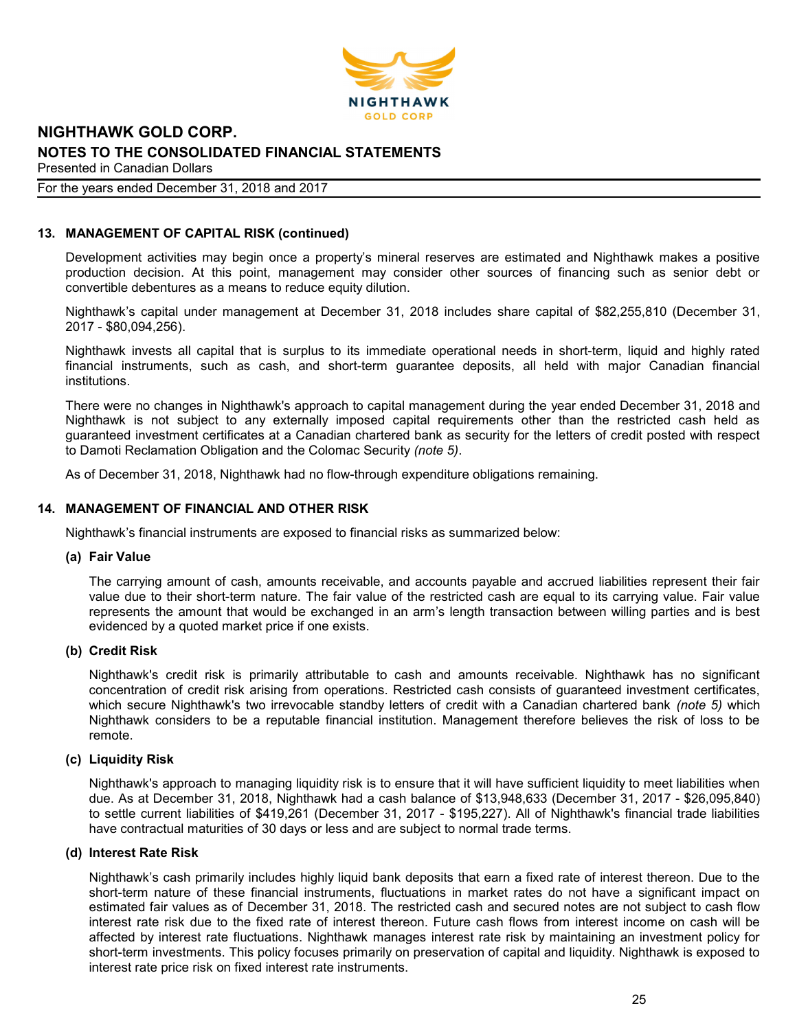## 13. MANAGEMENT OF CAPITAL RISK (continued)

Development activities may begin once a property's mineral reserves are estimated and Nighthawk makes a positive production decision. At this point, management may consider other sources of financing such as senior debt or convertible debentures as a means to reduce equity dilution.

Nighthawk's capital under management at December 31, 2018 includes share capital of $82,255,810 (December 31, 2017 - $80,094,256).

Nighthawk invests all capital that is surplus to its immediate operational needs in short-term, liquid and highly rated financial instruments, such as cash, and short-term guarantee deposits, all held with major Canadian financial institutions.

There were no changes in Nighthawk's approach to capital management during the year ended December 31, 2018 and Nighthawk is not subject to any externally imposed capital requirements other than the restricted cash held as guaranteed investment certificates at a Canadian chartered bank as security for the letters of credit posted with respect to Damoti Reclamation Obligation and the Colomac Security *(note 5)*.

As of December 31, 2018, Nighthawk had no flow-through expenditure obligations remaining.

## 14. MANAGEMENT OF FINANCIAL AND OTHER RISK

Nighthawk's financial instruments are exposed to financial risks as summarized below:

### (a) Fair Value

The carrying amount of cash, amounts receivable, and accounts payable and accrued liabilities represent their fair value due to their short-term nature. The fair value of the restricted cash are equal to its carrying value. Fair value represents the amount that would be exchanged in an arm's length transaction between willing parties and is best evidenced by a quoted market price if one exists.

### (b) Credit Risk

Nighthawk's credit risk is primarily attributable to cash and amounts receivable. Nighthawk has no significant concentration of credit risk arising from operations. Restricted cash consists of guaranteed investment certificates, which secure Nighthawk's two irrevocable standby letters of credit with a Canadian chartered bank *(note 5)* which Nighthawk considers to be a reputable financial institution. Management therefore believes the risk of loss to be remote.

### (c) Liquidity Risk

Nighthawk's approach to managing liquidity risk is to ensure that it will have sufficient liquidity to meet liabilities when due. As at December 31, 2018, Nighthawk had a cash balance of $13,948,633 (December 31, 2017 - $26,095,840) to settle current liabilities of $419,261 (December 31, 2017 - $195,227). All of Nighthawk's financial trade liabilities have contractual maturities of 30 days or less and are subject to normal trade terms.

### (d) Interest Rate Risk

Nighthawk's cash primarily includes highly liquid bank deposits that earn a fixed rate of interest thereon. Due to the short-term nature of these financial instruments, fluctuations in market rates do not have a significant impact on estimated fair values as of December 31, 2018. The restricted cash and secured notes are not subject to cash flow interest rate risk due to the fixed rate of interest thereon. Future cash flows from interest income on cash will be affected by interest rate fluctuations. Nighthawk manages interest rate risk by maintaining an investment policy for short-term investments. This policy focuses primarily on preservation of capital and liquidity. Nighthawk is exposed to interest rate price risk on fixed interest rate instruments.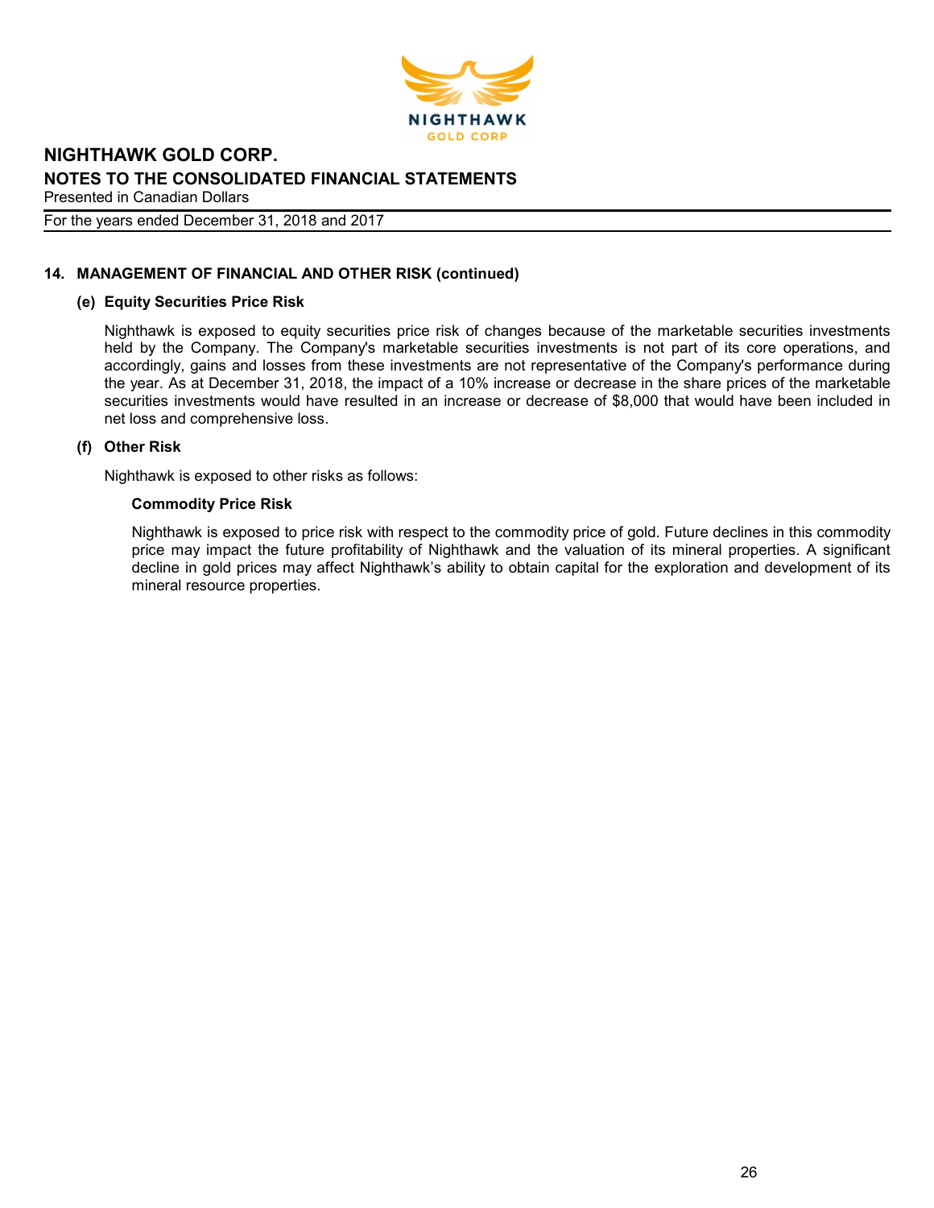## 14. MANAGEMENT OF FINANCIAL AND OTHER RISK (continued)

### (e) Equity Securities Price Risk

Nighthawk is exposed to equity securities price risk of changes because of the marketable securities investments held by the Company. The Company's marketable securities investments is not part of its core operations, and accordingly, gains and losses from these investments are not representative of the Company's performance during the year. As at December 31, 2018, the impact of a 10% increase or decrease in the share prices of the marketable securities investments would have resulted in an increase or decrease of $8,000 that would have been included in net loss and comprehensive loss.

### (f) Other Risk

Nighthawk is exposed to other risks as follows:

**Commodity Price Risk**

Nighthawk is exposed to price risk with respect to the commodity price of gold. Future declines in this commodity price may impact the future profitability of Nighthawk and the valuation of its mineral properties. A significant decline in gold prices may affect Nighthawk's ability to obtain capital for the exploration and development of its mineral resource properties.